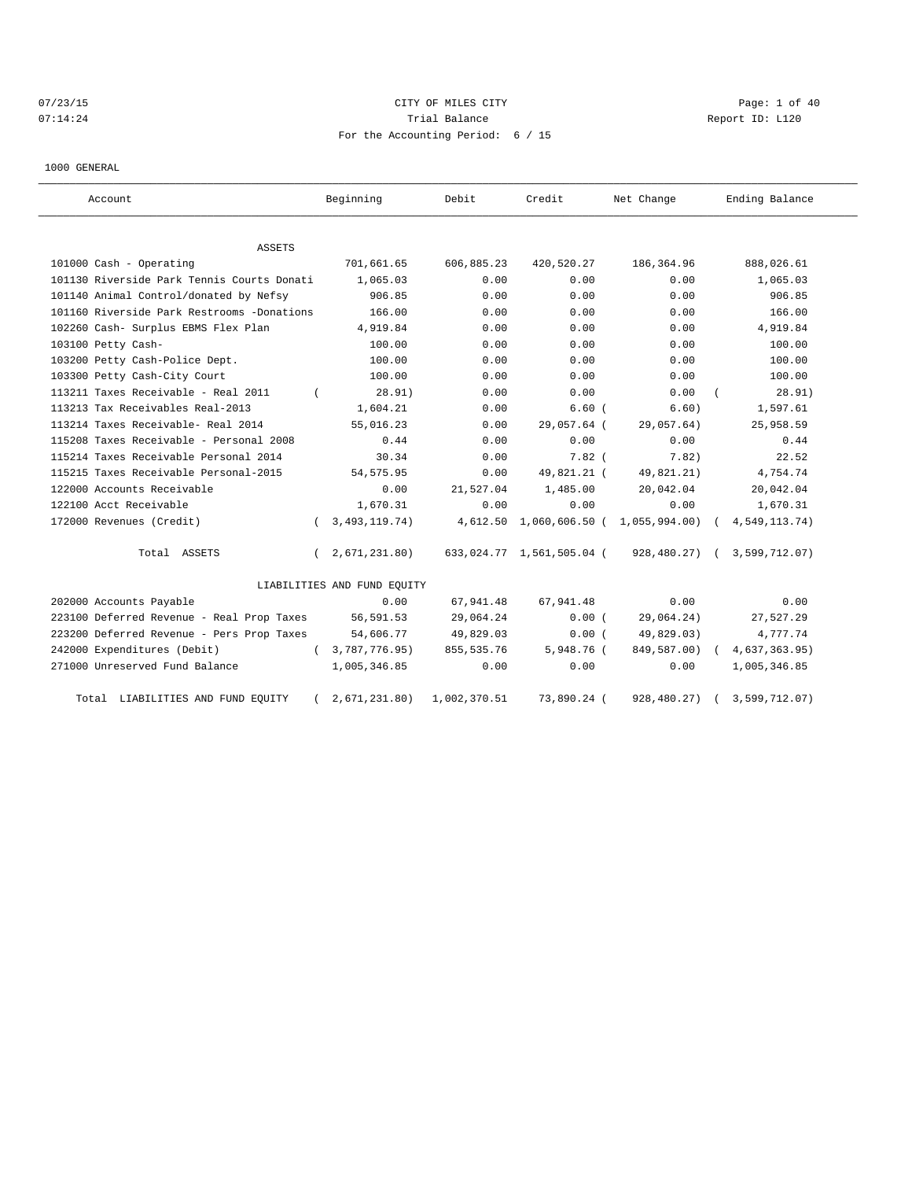07/23/15 CITY OF MILES CITY
07:14:24 Trial Balance Report ID: L120
For the Accounting Period: 6 / 15

1000 GENERAL

| Account | Beginning | Debit | Credit | Net Change | Ending Balance |
|---|---|---|---|---|---|
| **ASSETS** | | | | | |
| 101000 Cash - Operating | 701,661.65 | 606,885.23 | 420,520.27 | 186,364.96 | 888,026.61 |
| 101130 Riverside Park Tennis Courts Donati | 1,065.03 | 0.00 | 0.00 | 0.00 | 1,065.03 |
| 101140 Animal Control/donated by Nefsy | 906.85 | 0.00 | 0.00 | 0.00 | 906.85 |
| 101160 Riverside Park Restrooms -Donations | 166.00 | 0.00 | 0.00 | 0.00 | 166.00 |
| 102260 Cash- Surplus EBMS Flex Plan | 4,919.84 | 0.00 | 0.00 | 0.00 | 4,919.84 |
| 103100 Petty Cash- | 100.00 | 0.00 | 0.00 | 0.00 | 100.00 |
| 103200 Petty Cash-Police Dept. | 100.00 | 0.00 | 0.00 | 0.00 | 100.00 |
| 103300 Petty Cash-City Court | 100.00 | 0.00 | 0.00 | 0.00 | 100.00 |
| 113211 Taxes Receivable - Real 2011 | ( 28.91) | 0.00 | 0.00 | 0.00 | ( 28.91) |
| 113213 Tax Receivables Real-2013 | 1,604.21 | 0.00 | 6.60 | ( 6.60) | 1,597.61 |
| 113214 Taxes Receivable- Real 2014 | 55,016.23 | 0.00 | 29,057.64 | ( 29,057.64) | 25,958.59 |
| 115208 Taxes Receivable - Personal 2008 | 0.44 | 0.00 | 0.00 | 0.00 | 0.44 |
| 115214 Taxes Receivable Personal 2014 | 30.34 | 0.00 | 7.82 | ( 7.82) | 22.52 |
| 115215 Taxes Receivable Personal-2015 | 54,575.95 | 0.00 | 49,821.21 | ( 49,821.21) | 4,754.74 |
| 122000 Accounts Receivable | 0.00 | 21,527.04 | 1,485.00 | 20,042.04 | 20,042.04 |
| 122100 Acct Receivable | 1,670.31 | 0.00 | 0.00 | 0.00 | 1,670.31 |
| 172000 Revenues (Credit) | ( 3,493,119.74) | 4,612.50 | 1,060,606.50 | ( 1,055,994.00) | ( 4,549,113.74) |
| Total ASSETS | ( 2,671,231.80) | 633,024.77 | 1,561,505.04 | ( 928,480.27) | ( 3,599,712.07) |
| **LIABILITIES AND FUND EQUITY** | | | | | |
| 202000 Accounts Payable | 0.00 | 67,941.48 | 67,941.48 | 0.00 | 0.00 |
| 223100 Deferred Revenue - Real Prop Taxes | 56,591.53 | 29,064.24 | 0.00 | ( 29,064.24) | 27,527.29 |
| 223200 Deferred Revenue - Pers Prop Taxes | 54,606.77 | 49,829.03 | 0.00 | ( 49,829.03) | 4,777.74 |
| 242000 Expenditures (Debit) | ( 3,787,776.95) | 855,535.76 | 5,948.76 | ( 849,587.00) | ( 4,637,363.95) |
| 271000 Unreserved Fund Balance | 1,005,346.85 | 0.00 | 0.00 | 0.00 | 1,005,346.85 |
| Total LIABILITIES AND FUND EQUITY | ( 2,671,231.80) | 1,002,370.51 | 73,890.24 | ( 928,480.27) | ( 3,599,712.07) |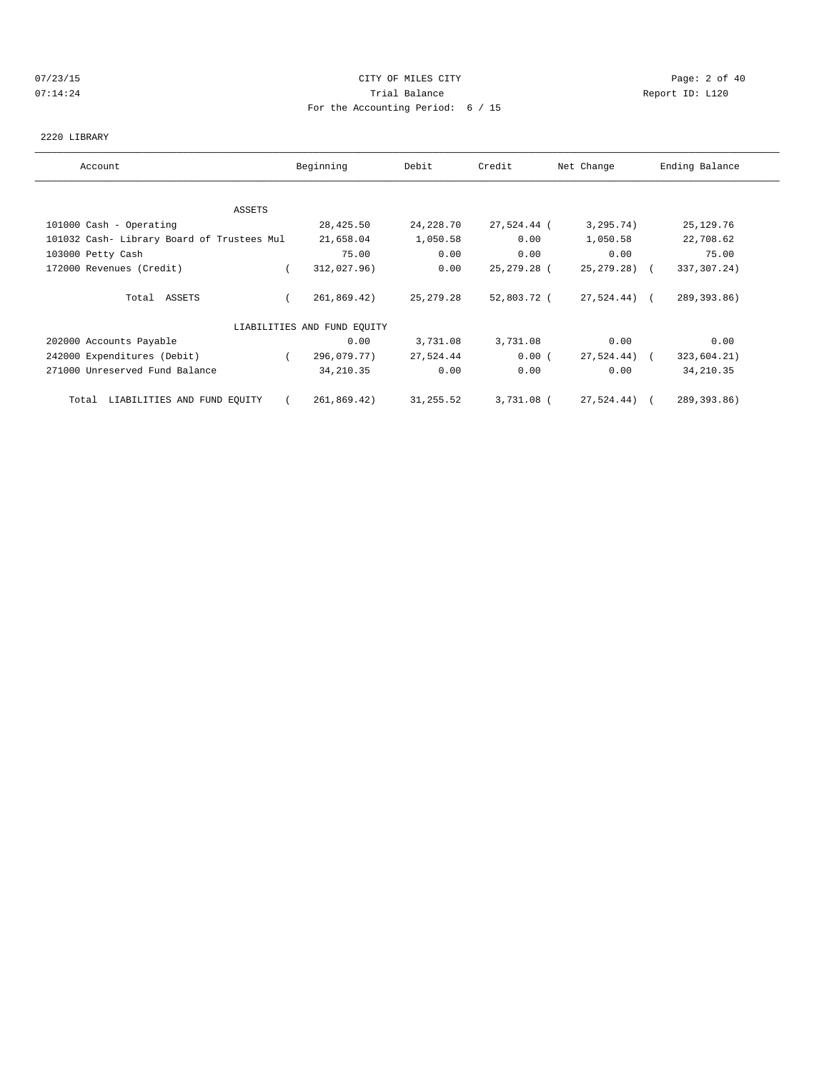CITY OF MILES CITY

Trial Balance

For the Accounting Period: 6 / 15

2220 LIBRARY

| Account | Beginning | Debit | Credit | Net Change | Ending Balance |
|---|---|---|---|---|---|
| ASSETS | | | | | |
| 101000 Cash - Operating | 28,425.50 | 24,228.70 | 27,524.44 | ( 3,295.74) | 25,129.76 |
| 101032 Cash- Library Board of Trustees Mul | 21,658.04 | 1,050.58 | 0.00 | 1,050.58 | 22,708.62 |
| 103000 Petty Cash | 75.00 | 0.00 | 0.00 | 0.00 | 75.00 |
| 172000 Revenues (Credit) | ( 312,027.96) | 0.00 | 25,279.28 | ( 25,279.28) | ( 337,307.24) |
| Total ASSETS | ( 261,869.42) | 25,279.28 | 52,803.72 | ( 27,524.44) | ( 289,393.86) |
| LIABILITIES AND FUND EQUITY | | | | | |
| 202000 Accounts Payable | 0.00 | 3,731.08 | 3,731.08 | 0.00 | 0.00 |
| 242000 Expenditures (Debit) | ( 296,079.77) | 27,524.44 | 0.00 | ( 27,524.44) | ( 323,604.21) |
| 271000 Unreserved Fund Balance | 34,210.35 | 0.00 | 0.00 | 0.00 | 34,210.35 |
| Total LIABILITIES AND FUND EQUITY | ( 261,869.42) | 31,255.52 | 3,731.08 | ( 27,524.44) | ( 289,393.86) |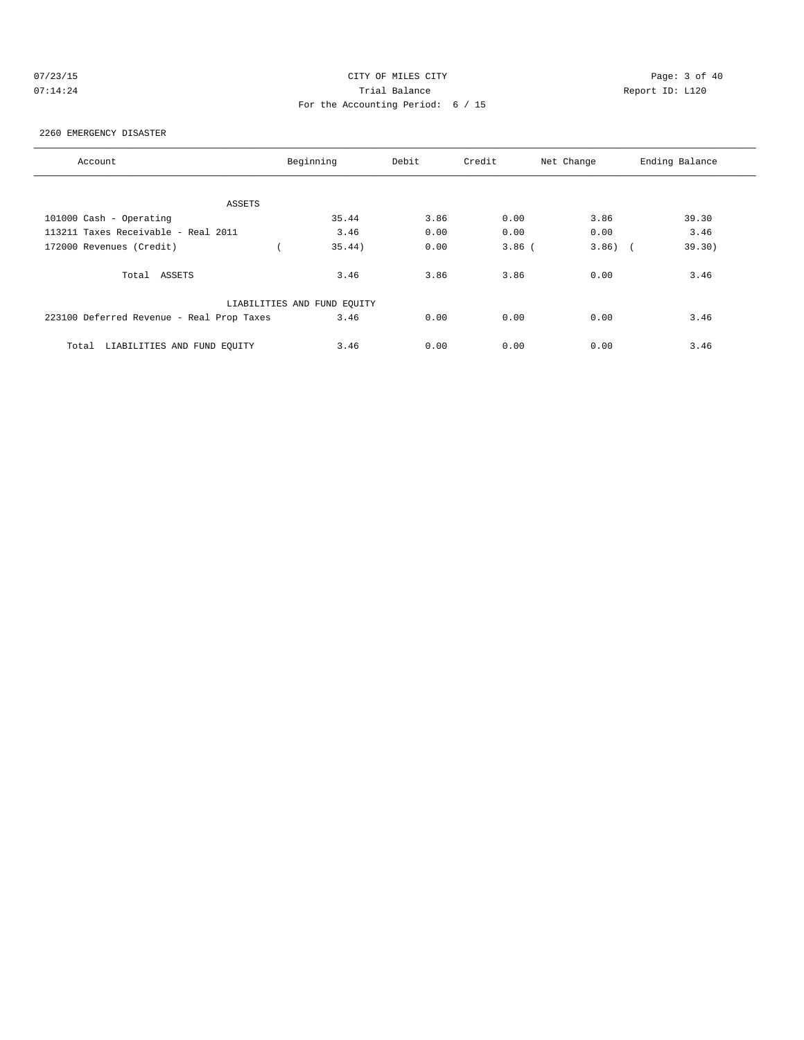CITY OF MILES CITY
Trial Balance
For the Accounting Period: 6 / 15

07/23/15
07:14:24

Report ID: L120

2260 EMERGENCY DISASTER

| Account | Beginning | Debit | Credit | Net Change | Ending Balance |
|---|---|---|---|---|---|
| ASSETS | | | | | |
| 101000 Cash - Operating | 35.44 | 3.86 | 0.00 | 3.86 | 39.30 |
| 113211 Taxes Receivable - Real 2011 | 3.46 | 0.00 | 0.00 | 0.00 | 3.46 |
| 172000 Revenues (Credit) | ( 35.44) | 0.00 | 3.86 | ( 3.86) | ( 39.30) |
| Total ASSETS | 3.46 | 3.86 | 3.86 | 0.00 | 3.46 |
| LIABILITIES AND FUND EQUITY | | | | | |
| 223100 Deferred Revenue - Real Prop Taxes | 3.46 | 0.00 | 0.00 | 0.00 | 3.46 |
| Total LIABILITIES AND FUND EQUITY | 3.46 | 0.00 | 0.00 | 0.00 | 3.46 |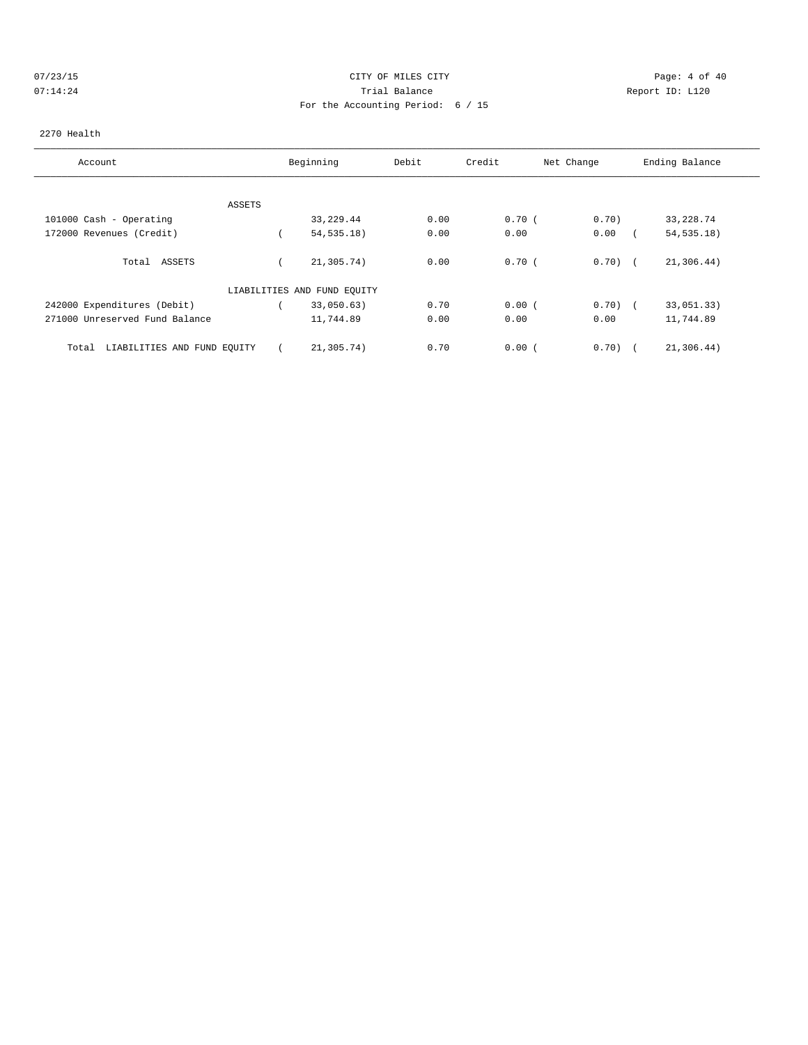CITY OF MILES CITY
Trial Balance
For the Accounting Period: 6 / 15

07/23/15
07:14:24

Report ID: L120

2270 Health

| Account | Beginning | Debit | Credit | Net Change | Ending Balance |
|---|---|---|---|---|---|
| ASSETS | | | | | |
| 101000 Cash - Operating | 33,229.44 | 0.00 | 0.70 | ( 0.70) | 33,228.74 |
| 172000 Revenues (Credit) | ( 54,535.18) | 0.00 | 0.00 | 0.00 | ( 54,535.18) |
| Total ASSETS | ( 21,305.74) | 0.00 | 0.70 | ( 0.70) | ( 21,306.44) |
| LIABILITIES AND FUND EQUITY | | | | | |
| 242000 Expenditures (Debit) | ( 33,050.63) | 0.70 | 0.00 | ( 0.70) | ( 33,051.33) |
| 271000 Unreserved Fund Balance | 11,744.89 | 0.00 | 0.00 | 0.00 | 11,744.89 |
| Total LIABILITIES AND FUND EQUITY | ( 21,305.74) | 0.70 | 0.00 | ( 0.70) | ( 21,306.44) |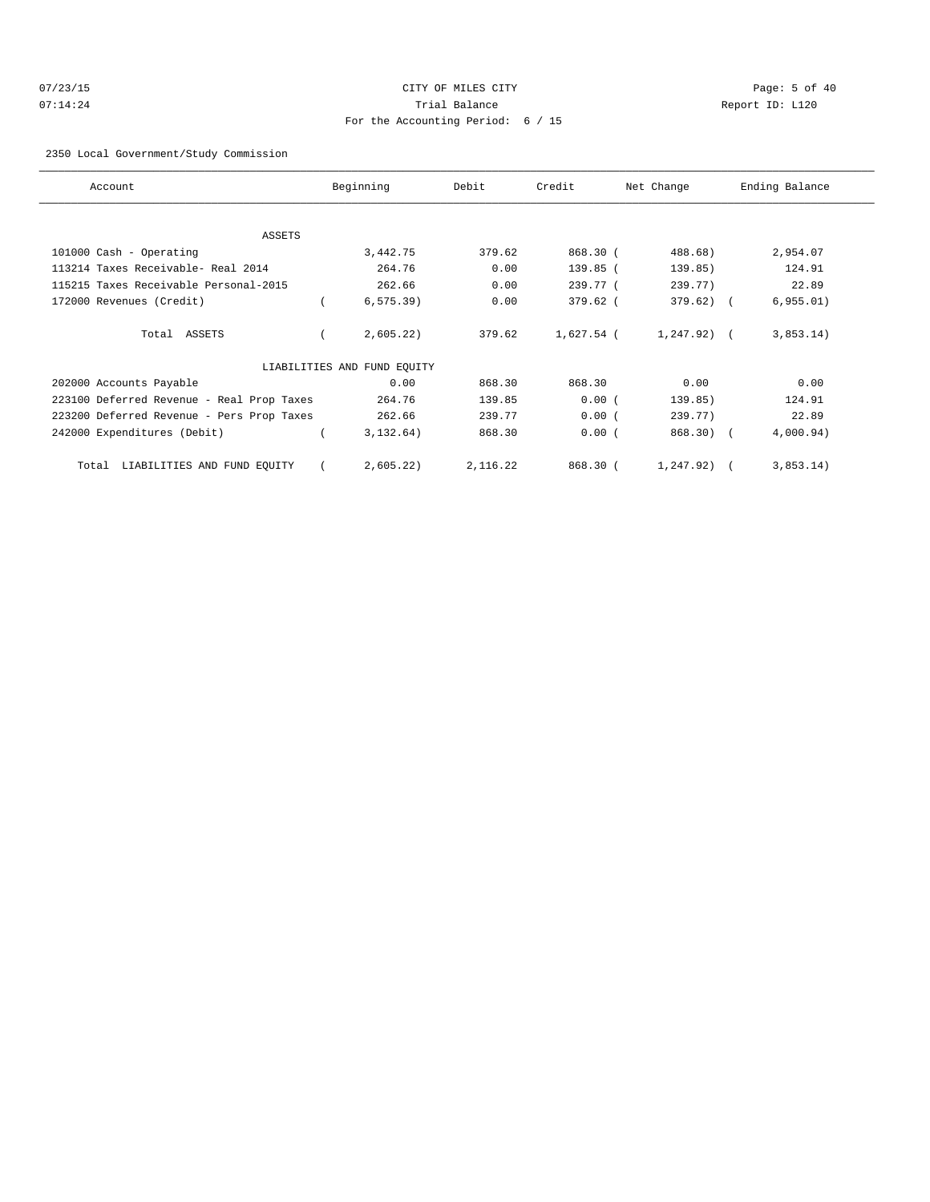CITY OF MILES CITY
Trial Balance
For the Accounting Period: 6 / 15

07/23/15 07:14:24 Report ID: L120

2350 Local Government/Study Commission

| Account | Beginning | Debit | Credit | Net Change | Ending Balance |
|---|---|---|---|---|---|
| **ASSETS** | | | | | |
| 101000 Cash - Operating | 3,442.75 | 379.62 | 868.30 | ( 488.68) | 2,954.07 |
| 113214 Taxes Receivable- Real 2014 | 264.76 | 0.00 | 139.85 | ( 139.85) | 124.91 |
| 115215 Taxes Receivable Personal-2015 | 262.66 | 0.00 | 239.77 | ( 239.77) | 22.89 |
| 172000 Revenues (Credit) | ( 6,575.39) | 0.00 | 379.62 | ( 379.62) | ( 6,955.01) |
| Total ASSETS | ( 2,605.22) | 379.62 | 1,627.54 | ( 1,247.92) | ( 3,853.14) |
| **LIABILITIES AND FUND EQUITY** | | | | | |
| 202000 Accounts Payable | 0.00 | 868.30 | 868.30 | 0.00 | 0.00 |
| 223100 Deferred Revenue - Real Prop Taxes | 264.76 | 139.85 | 0.00 | ( 139.85) | 124.91 |
| 223200 Deferred Revenue - Pers Prop Taxes | 262.66 | 239.77 | 0.00 | ( 239.77) | 22.89 |
| 242000 Expenditures (Debit) | ( 3,132.64) | 868.30 | 0.00 | ( 868.30) | ( 4,000.94) |
| Total LIABILITIES AND FUND EQUITY | ( 2,605.22) | 2,116.22 | 868.30 | ( 1,247.92) | ( 3,853.14) |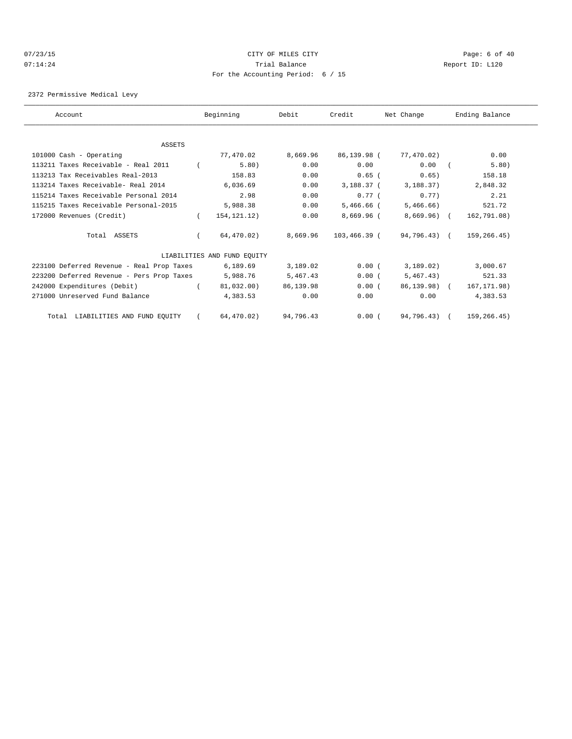CITY OF MILES CITY

Trial Balance

For the Accounting Period: 6 / 15

07/23/15 07:14:24 Report ID: L120

2372 Permissive Medical Levy

| Account | Beginning | Debit | Credit | Net Change | Ending Balance |
|---|---|---|---|---|---|
| ASSETS | | | | | |
| 101000 Cash - Operating | 77,470.02 | 8,669.96 | 86,139.98 | ( 77,470.02) | 0.00 |
| 113211 Taxes Receivable - Real 2011 | ( 5.80) | 0.00 | 0.00 | 0.00 | ( 5.80) |
| 113213 Tax Receivables Real-2013 | 158.83 | 0.00 | 0.65 | ( 0.65) | 158.18 |
| 113214 Taxes Receivable- Real 2014 | 6,036.69 | 0.00 | 3,188.37 | ( 3,188.37) | 2,848.32 |
| 115214 Taxes Receivable Personal 2014 | 2.98 | 0.00 | 0.77 | ( 0.77) | 2.21 |
| 115215 Taxes Receivable Personal-2015 | 5,988.38 | 0.00 | 5,466.66 | ( 5,466.66) | 521.72 |
| 172000 Revenues (Credit) | ( 154,121.12) | 0.00 | 8,669.96 | ( 8,669.96) | ( 162,791.08) |
| Total ASSETS | ( 64,470.02) | 8,669.96 | 103,466.39 | ( 94,796.43) | ( 159,266.45) |
| LIABILITIES AND FUND EQUITY | | | | | |
| 223100 Deferred Revenue - Real Prop Taxes | 6,189.69 | 3,189.02 | 0.00 | ( 3,189.02) | 3,000.67 |
| 223200 Deferred Revenue - Pers Prop Taxes | 5,988.76 | 5,467.43 | 0.00 | ( 5,467.43) | 521.33 |
| 242000 Expenditures (Debit) | ( 81,032.00) | 86,139.98 | 0.00 | ( 86,139.98) | ( 167,171.98) |
| 271000 Unreserved Fund Balance | 4,383.53 | 0.00 | 0.00 | 0.00 | 4,383.53 |
| Total LIABILITIES AND FUND EQUITY | ( 64,470.02) | 94,796.43 | 0.00 | ( 94,796.43) | ( 159,266.45) |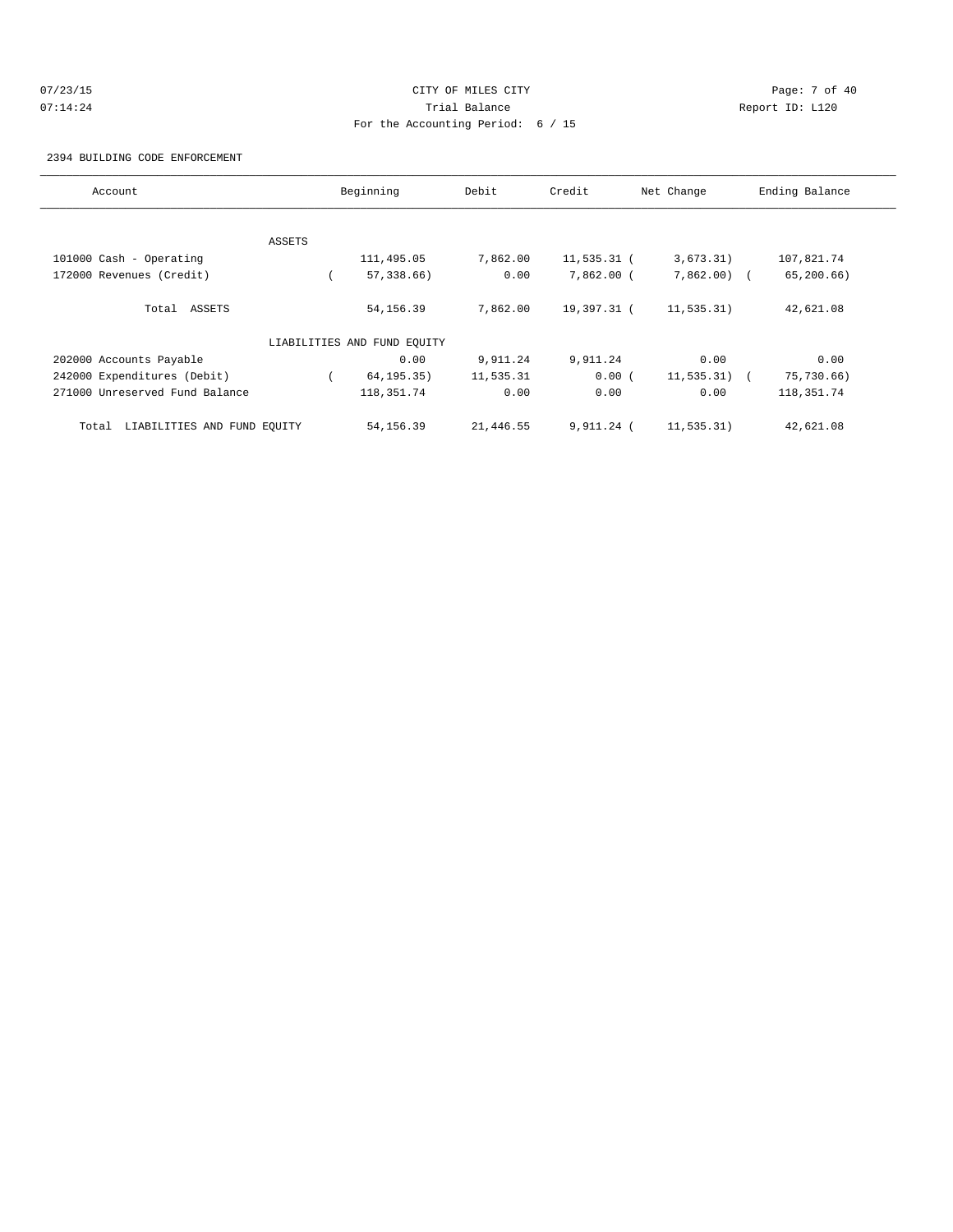07/23/15 CITY OF MILES CITY
07:14:24 Trial Balance Report ID: L120
For the Accounting Period: 6 / 15

2394 BUILDING CODE ENFORCEMENT

| Account | Beginning | Debit | Credit | Net Change | Ending Balance |
|---|---|---|---|---|---|
| ASSETS | | | | | |
| 101000 Cash - Operating | 111,495.05 | 7,862.00 | 11,535.31 | ( 3,673.31) | 107,821.74 |
| 172000 Revenues (Credit) | ( 57,338.66) | 0.00 | 7,862.00 | ( 7,862.00) | ( 65,200.66) |
| Total ASSETS | 54,156.39 | 7,862.00 | 19,397.31 | ( 11,535.31) | 42,621.08 |
| LIABILITIES AND FUND EQUITY | | | | | |
| 202000 Accounts Payable | 0.00 | 9,911.24 | 9,911.24 | 0.00 | 0.00 |
| 242000 Expenditures (Debit) | ( 64,195.35) | 11,535.31 | 0.00 | ( 11,535.31) | ( 75,730.66) |
| 271000 Unreserved Fund Balance | 118,351.74 | 0.00 | 0.00 | 0.00 | 118,351.74 |
| Total LIABILITIES AND FUND EQUITY | 54,156.39 | 21,446.55 | 9,911.24 | ( 11,535.31) | 42,621.08 |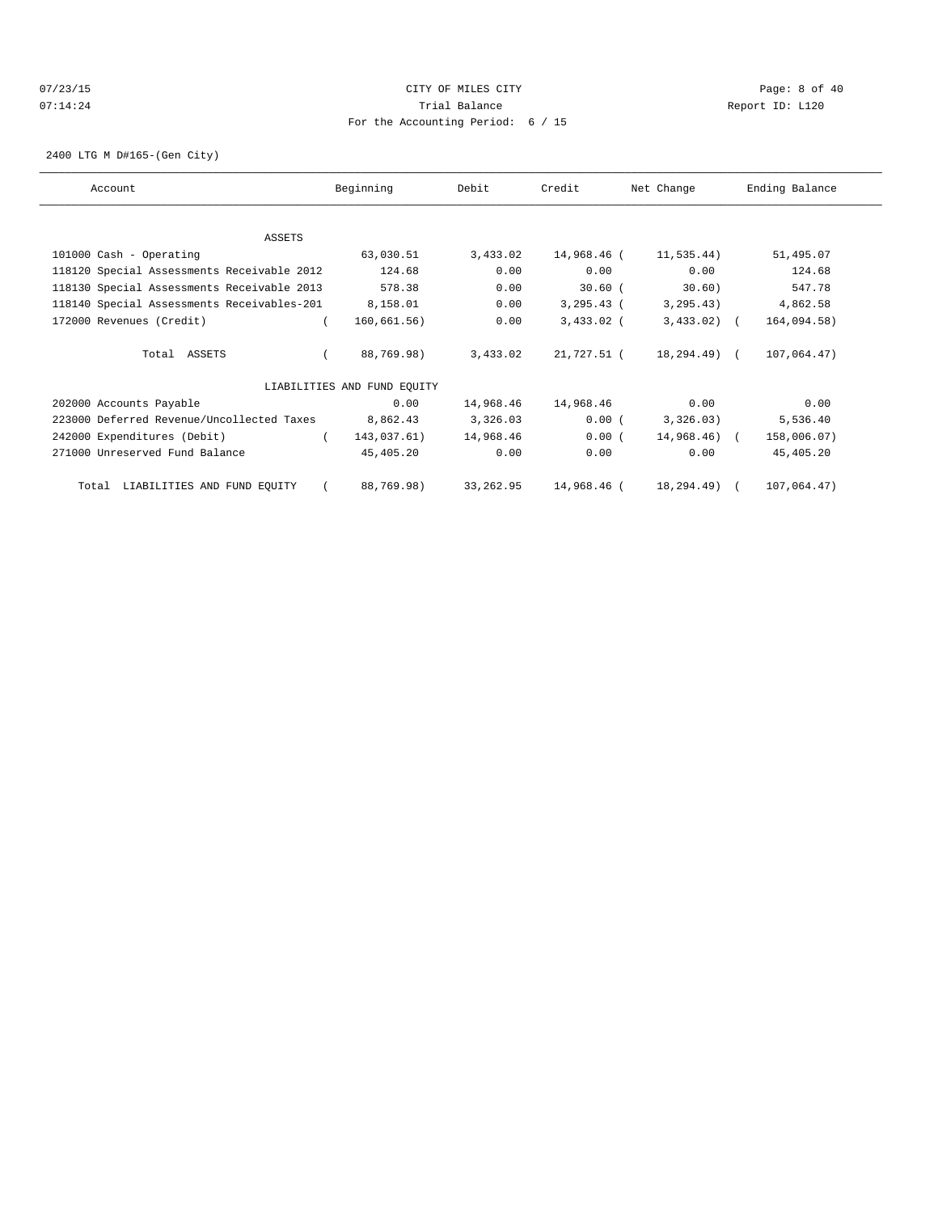CITY OF MILES CITY
Trial Balance
For the Accounting Period: 6 / 15

2400 LTG M D#165-(Gen City)

| Account | Beginning | Debit | Credit | Net Change | Ending Balance |
|---|---|---|---|---|---|
| ASSETS | | | | | |
| 101000 Cash - Operating | 63,030.51 | 3,433.02 | 14,968.46 | ( 11,535.44) | 51,495.07 |
| 118120 Special Assessments Receivable 2012 | 124.68 | 0.00 | 0.00 | 0.00 | 124.68 |
| 118130 Special Assessments Receivable 2013 | 578.38 | 0.00 | 30.60 | ( 30.60) | 547.78 |
| 118140 Special Assessments Receivables-201 | 8,158.01 | 0.00 | 3,295.43 | ( 3,295.43) | 4,862.58 |
| 172000 Revenues (Credit) | ( 160,661.56) | 0.00 | 3,433.02 | ( 3,433.02) | ( 164,094.58) |
| Total ASSETS | ( 88,769.98) | 3,433.02 | 21,727.51 | ( 18,294.49) | ( 107,064.47) |
| LIABILITIES AND FUND EQUITY | | | | | |
| 202000 Accounts Payable | 0.00 | 14,968.46 | 14,968.46 | 0.00 | 0.00 |
| 223000 Deferred Revenue/Uncollected Taxes | 8,862.43 | 3,326.03 | 0.00 | ( 3,326.03) | 5,536.40 |
| 242000 Expenditures (Debit) | ( 143,037.61) | 14,968.46 | 0.00 | ( 14,968.46) | ( 158,006.07) |
| 271000 Unreserved Fund Balance | 45,405.20 | 0.00 | 0.00 | 0.00 | 45,405.20 |
| Total LIABILITIES AND FUND EQUITY | ( 88,769.98) | 33,262.95 | 14,968.46 | ( 18,294.49) | ( 107,064.47) |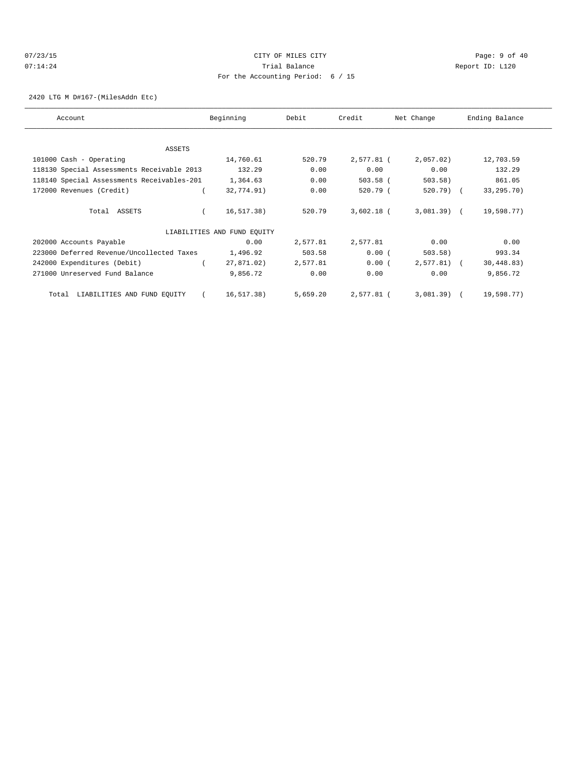CITY OF MILES CITY
Trial Balance
For the Accounting Period: 6 / 15

07/23/15
07:14:24

Report ID: L120

2420 LTG M D#167-(MilesAddn Etc)

| Account | Beginning | Debit | Credit | Net Change | Ending Balance |
|---|---|---|---|---|---|
| ASSETS | | | | | |
| 101000 Cash - Operating | 14,760.61 | 520.79 | 2,577.81 | (2,057.02) | 12,703.59 |
| 118130 Special Assessments Receivable 2013 | 132.29 | 0.00 | 0.00 | 0.00 | 132.29 |
| 118140 Special Assessments Receivables-201 | 1,364.63 | 0.00 | 503.58 | (503.58) | 861.05 |
| 172000 Revenues (Credit) | (32,774.91) | 0.00 | 520.79 | (520.79) | (33,295.70) |
| Total ASSETS | (16,517.38) | 520.79 | 3,602.18 | (3,081.39) | (19,598.77) |
| LIABILITIES AND FUND EQUITY | | | | | |
| 202000 Accounts Payable | 0.00 | 2,577.81 | 2,577.81 | 0.00 | 0.00 |
| 223000 Deferred Revenue/Uncollected Taxes | 1,496.92 | 503.58 | 0.00 | (503.58) | 993.34 |
| 242000 Expenditures (Debit) | (27,871.02) | 2,577.81 | 0.00 | (2,577.81) | (30,448.83) |
| 271000 Unreserved Fund Balance | 9,856.72 | 0.00 | 0.00 | 0.00 | 9,856.72 |
| Total LIABILITIES AND FUND EQUITY | (16,517.38) | 5,659.20 | 2,577.81 | (3,081.39) | (19,598.77) |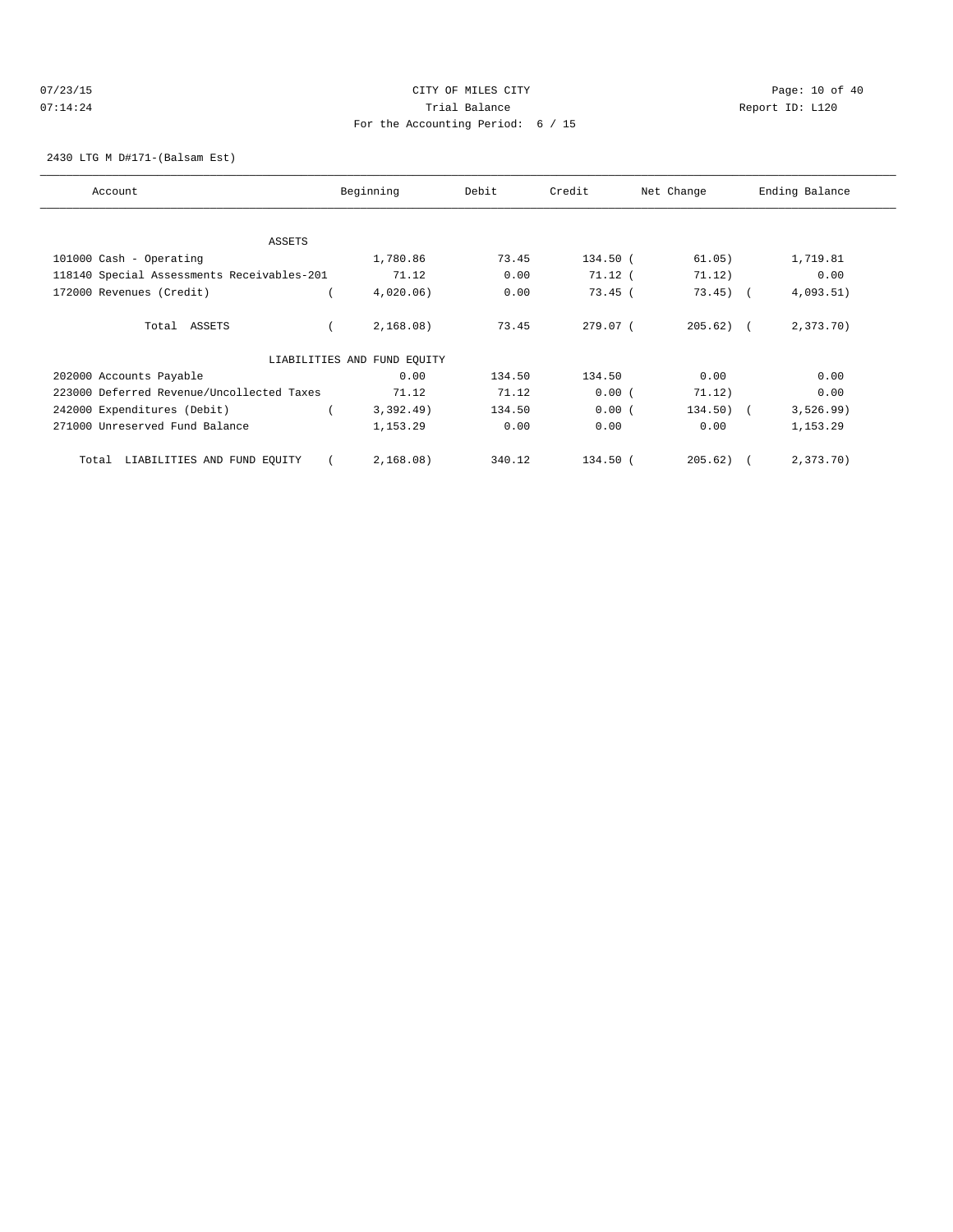CITY OF MILES CITY

Trial Balance

For the Accounting Period: 6 / 15

2430 LTG M D#171-(Balsam Est)

| Account | Beginning | Debit | Credit | Net Change | Ending Balance |
|---|---|---|---|---|---|
| ASSETS | | | | | |
| 101000 Cash - Operating | 1,780.86 | 73.45 | 134.50 | ( 61.05) | 1,719.81 |
| 118140 Special Assessments Receivables-201 | 71.12 | 0.00 | 71.12 | ( 71.12) | 0.00 |
| 172000 Revenues (Credit) | ( 4,020.06) | 0.00 | 73.45 | ( 73.45) | ( 4,093.51) |
| Total ASSETS | ( 2,168.08) | 73.45 | 279.07 | ( 205.62) | ( 2,373.70) |
| LIABILITIES AND FUND EQUITY | | | | | |
| 202000 Accounts Payable | 0.00 | 134.50 | 134.50 | 0.00 | 0.00 |
| 223000 Deferred Revenue/Uncollected Taxes | 71.12 | 71.12 | 0.00 | ( 71.12) | 0.00 |
| 242000 Expenditures (Debit) | ( 3,392.49) | 134.50 | 0.00 | ( 134.50) | ( 3,526.99) |
| 271000 Unreserved Fund Balance | 1,153.29 | 0.00 | 0.00 | 0.00 | 1,153.29 |
| Total LIABILITIES AND FUND EQUITY | ( 2,168.08) | 340.12 | 134.50 | ( 205.62) | ( 2,373.70) |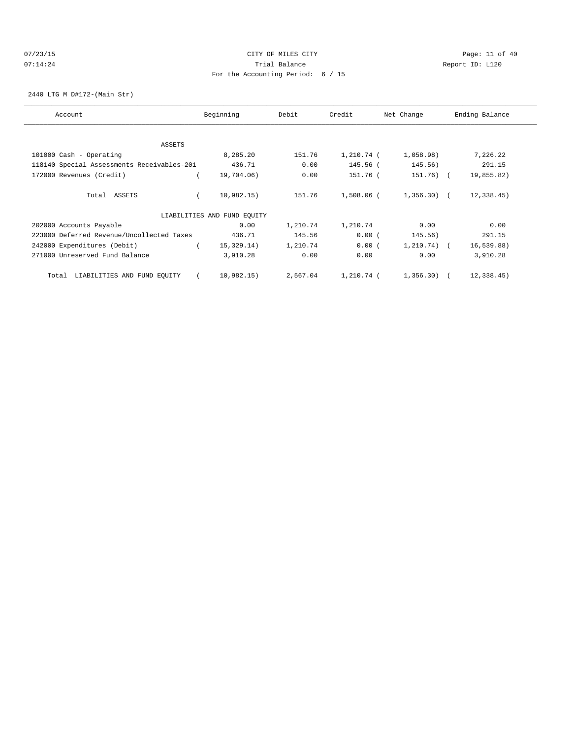CITY OF MILES CITY

Trial Balance

For the Accounting Period: 6 / 15

2440 LTG M D#172-(Main Str)

| Account | Beginning | Debit | Credit | Net Change | Ending Balance |
|---|---|---|---|---|---|
| ASSETS | | | | | |
| 101000 Cash - Operating | 8,285.20 | 151.76 | 1,210.74 | ( 1,058.98) | 7,226.22 |
| 118140 Special Assessments Receivables-201 | 436.71 | 0.00 | 145.56 | ( 145.56) | 291.15 |
| 172000 Revenues (Credit) | ( 19,704.06) | 0.00 | 151.76 | ( 151.76) | ( 19,855.82) |
| Total ASSETS | ( 10,982.15) | 151.76 | 1,508.06 | ( 1,356.30) | ( 12,338.45) |
| LIABILITIES AND FUND EQUITY | | | | | |
| 202000 Accounts Payable | 0.00 | 1,210.74 | 1,210.74 | 0.00 | 0.00 |
| 223000 Deferred Revenue/Uncollected Taxes | 436.71 | 145.56 | 0.00 | ( 145.56) | 291.15 |
| 242000 Expenditures (Debit) | ( 15,329.14) | 1,210.74 | 0.00 | ( 1,210.74) | ( 16,539.88) |
| 271000 Unreserved Fund Balance | 3,910.28 | 0.00 | 0.00 | 0.00 | 3,910.28 |
| Total LIABILITIES AND FUND EQUITY | ( 10,982.15) | 2,567.04 | 1,210.74 | ( 1,356.30) | ( 12,338.45) |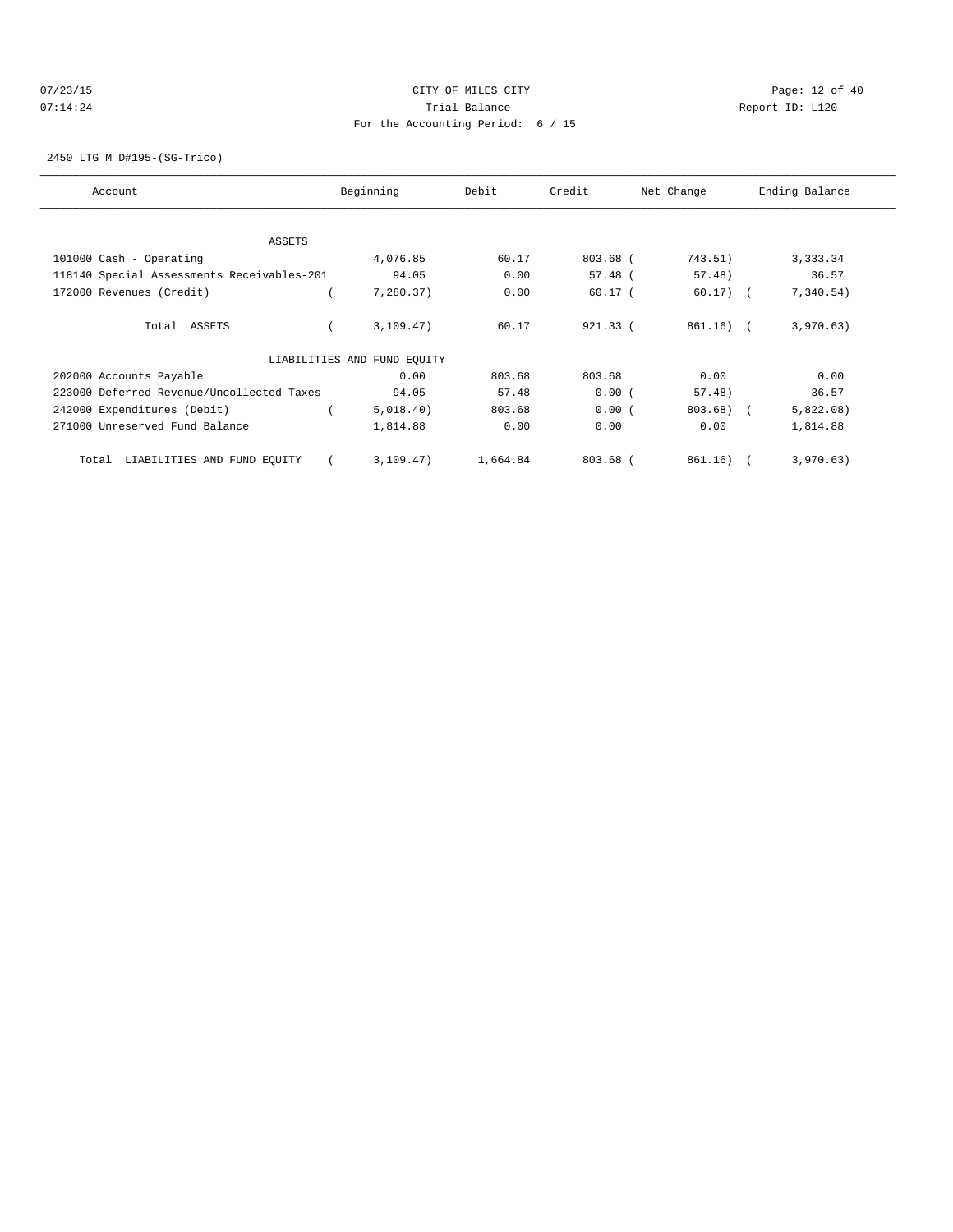CITY OF MILES CITY

Trial Balance

For the Accounting Period: 6 / 15

07/23/15 07:14:24 Report ID: L120

2450 LTG M D#195-(SG-Trico)

| Account | Beginning | Debit | Credit | Net Change | Ending Balance |
|---|---|---|---|---|---|
| ASSETS | | | | | |
| 101000 Cash - Operating | 4,076.85 | 60.17 | 803.68 | ( 743.51) | 3,333.34 |
| 118140 Special Assessments Receivables-201 | 94.05 | 0.00 | 57.48 | ( 57.48) | 36.57 |
| 172000 Revenues (Credit) | ( 7,280.37) | 0.00 | 60.17 | ( 60.17) | ( 7,340.54) |
| Total ASSETS | ( 3,109.47) | 60.17 | 921.33 | ( 861.16) | ( 3,970.63) |
| LIABILITIES AND FUND EQUITY | | | | | |
| 202000 Accounts Payable | 0.00 | 803.68 | 803.68 | 0.00 | 0.00 |
| 223000 Deferred Revenue/Uncollected Taxes | 94.05 | 57.48 | 0.00 | ( 57.48) | 36.57 |
| 242000 Expenditures (Debit) | ( 5,018.40) | 803.68 | 0.00 | ( 803.68) | ( 5,822.08) |
| 271000 Unreserved Fund Balance | 1,814.88 | 0.00 | 0.00 | 0.00 | 1,814.88 |
| Total LIABILITIES AND FUND EQUITY | ( 3,109.47) | 1,664.84 | 803.68 | ( 861.16) | ( 3,970.63) |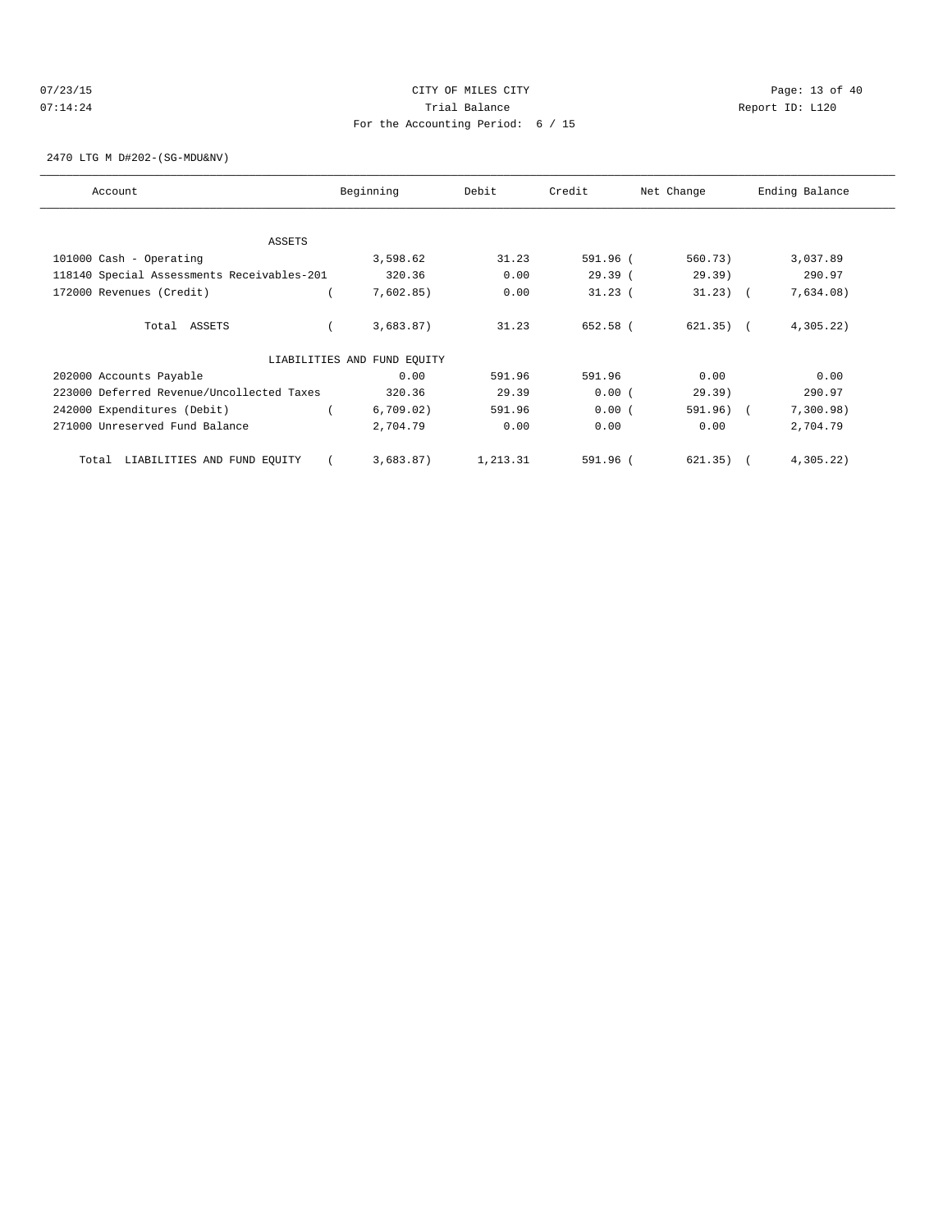CITY OF MILES CITY

Trial Balance

For the Accounting Period: 6 / 15

2470 LTG M D#202-(SG-MDU&NV)

| Account | Beginning | Debit | Credit | Net Change | Ending Balance |
|---|---|---|---|---|---|
| ASSETS | | | | | |
| 101000 Cash - Operating | 3,598.62 | 31.23 | 591.96 | (560.73) | 3,037.89 |
| 118140 Special Assessments Receivables-201 | 320.36 | 0.00 | 29.39 | (29.39) | 290.97 |
| 172000 Revenues (Credit) | (7,602.85) | 0.00 | 31.23 | (31.23) | (7,634.08) |
| Total ASSETS | (3,683.87) | 31.23 | 652.58 | (621.35) | (4,305.22) |
| LIABILITIES AND FUND EQUITY | | | | | |
| 202000 Accounts Payable | 0.00 | 591.96 | 591.96 | 0.00 | 0.00 |
| 223000 Deferred Revenue/Uncollected Taxes | 320.36 | 29.39 | 0.00 | (29.39) | 290.97 |
| 242000 Expenditures (Debit) | (6,709.02) | 591.96 | 0.00 | (591.96) | (7,300.98) |
| 271000 Unreserved Fund Balance | 2,704.79 | 0.00 | 0.00 | 0.00 | 2,704.79 |
| Total LIABILITIES AND FUND EQUITY | (3,683.87) | 1,213.31 | 591.96 | (621.35) | (4,305.22) |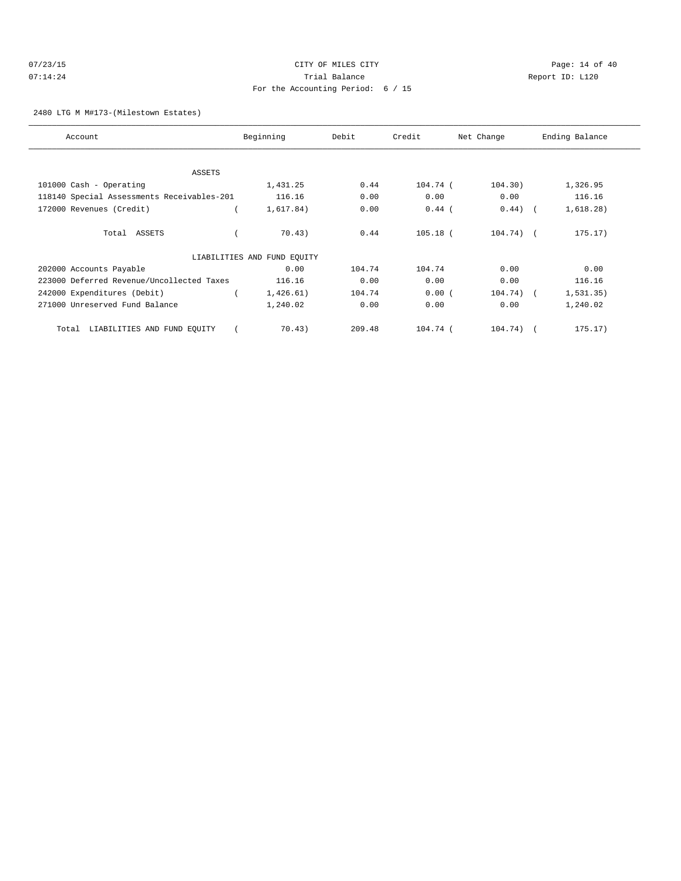CITY OF MILES CITY
Trial Balance
For the Accounting Period: 6 / 15

07/23/15
07:14:24

Report ID: L120

2480 LTG M M#173-(Milestown Estates)

| Account | Beginning | Debit | Credit | Net Change | Ending Balance |
|---|---|---|---|---|---|
| ASSETS | | | | | |
| 101000 Cash - Operating | 1,431.25 | 0.44 | 104.74 | (104.30) | 1,326.95 |
| 118140 Special Assessments Receivables-201 | 116.16 | 0.00 | 0.00 | 0.00 | 116.16 |
| 172000 Revenues (Credit) | (1,617.84) | 0.00 | 0.44 | (0.44) | (1,618.28) |
| Total ASSETS | (70.43) | 0.44 | 105.18 | (104.74) | (175.17) |
| LIABILITIES AND FUND EQUITY | | | | | |
| 202000 Accounts Payable | 0.00 | 104.74 | 104.74 | 0.00 | 0.00 |
| 223000 Deferred Revenue/Uncollected Taxes | 116.16 | 0.00 | 0.00 | 0.00 | 116.16 |
| 242000 Expenditures (Debit) | (1,426.61) | 104.74 | 0.00 | (104.74) | (1,531.35) |
| 271000 Unreserved Fund Balance | 1,240.02 | 0.00 | 0.00 | 0.00 | 1,240.02 |
| Total LIABILITIES AND FUND EQUITY | (70.43) | 209.48 | 104.74 | (104.74) | (175.17) |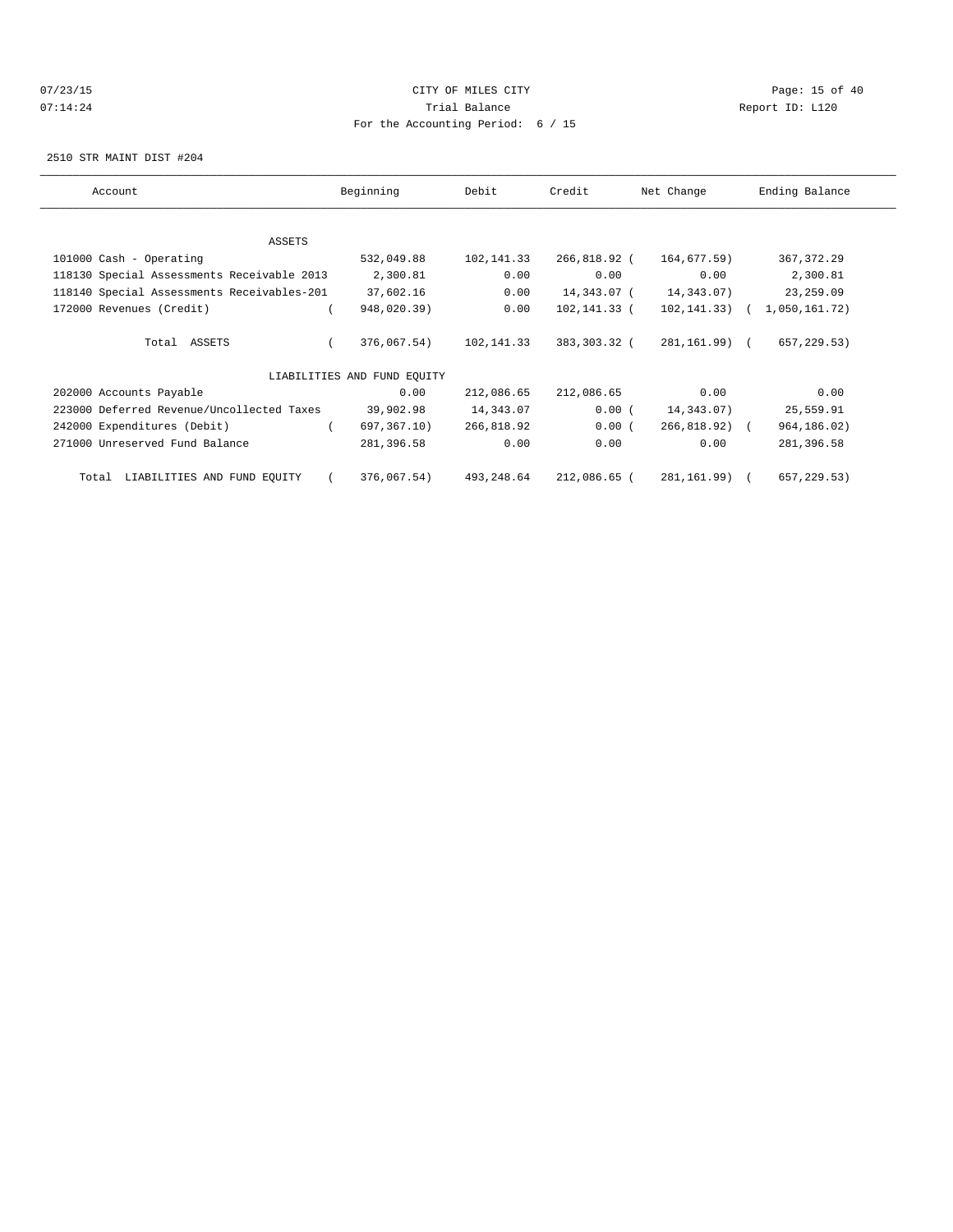07/23/15 CITY OF MILES CITY
07:14:24 Trial Balance Report ID: L120
For the Accounting Period: 6 / 15

2510 STR MAINT DIST #204

| Account | Beginning | Debit | Credit | Net Change | Ending Balance |
|---|---|---|---|---|---|
| ASSETS | | | | | |
| 101000 Cash - Operating | 532,049.88 | 102,141.33 | 266,818.92 | (164,677.59) | 367,372.29 |
| 118130 Special Assessments Receivable 2013 | 2,300.81 | 0.00 | 0.00 | 0.00 | 2,300.81 |
| 118140 Special Assessments Receivables-201 | 37,602.16 | 0.00 | 14,343.07 | (14,343.07) | 23,259.09 |
| 172000 Revenues (Credit) | (948,020.39) | 0.00 | 102,141.33 | (102,141.33) | (1,050,161.72) |
| Total ASSETS | (376,067.54) | 102,141.33 | 383,303.32 | (281,161.99) | (657,229.53) |
| LIABILITIES AND FUND EQUITY | | | | | |
| 202000 Accounts Payable | 0.00 | 212,086.65 | 212,086.65 | 0.00 | 0.00 |
| 223000 Deferred Revenue/Uncollected Taxes | 39,902.98 | 14,343.07 | 0.00 | (14,343.07) | 25,559.91 |
| 242000 Expenditures (Debit) | (697,367.10) | 266,818.92 | 0.00 | (266,818.92) | (964,186.02) |
| 271000 Unreserved Fund Balance | 281,396.58 | 0.00 | 0.00 | 0.00 | 281,396.58 |
| Total LIABILITIES AND FUND EQUITY | (376,067.54) | 493,248.64 | 212,086.65 | (281,161.99) | (657,229.53) |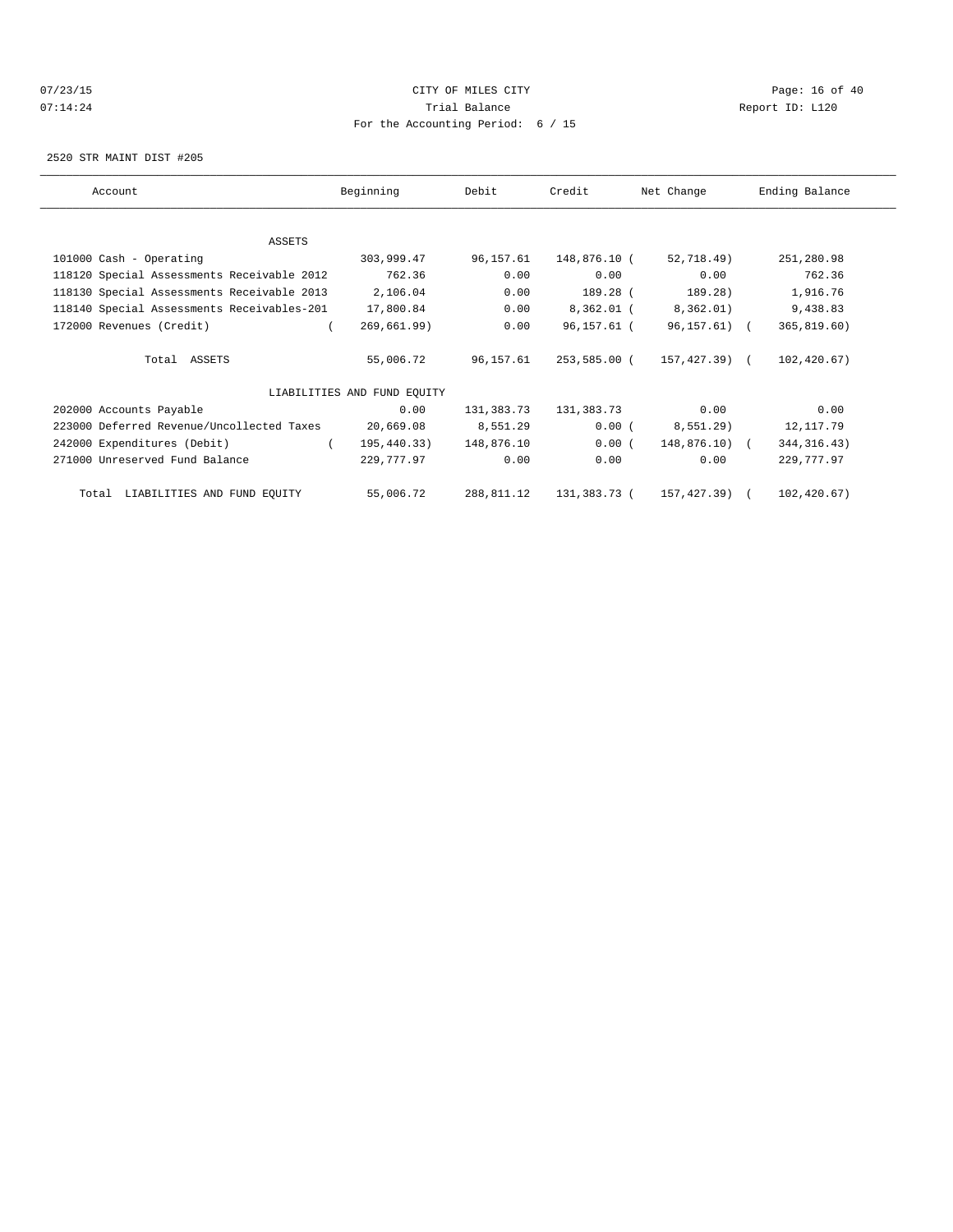CITY OF MILES CITY
Trial Balance
For the Accounting Period: 6 / 15

2520 STR MAINT DIST #205

| Account | Beginning | Debit | Credit | Net Change | Ending Balance |
|---|---|---|---|---|---|
| ASSETS | | | | | |
| 101000 Cash - Operating | 303,999.47 | 96,157.61 | 148,876.10 | ( 52,718.49) | 251,280.98 |
| 118120 Special Assessments Receivable 2012 | 762.36 | 0.00 | 0.00 | 0.00 | 762.36 |
| 118130 Special Assessments Receivable 2013 | 2,106.04 | 0.00 | 189.28 | ( 189.28) | 1,916.76 |
| 118140 Special Assessments Receivables-201 | 17,800.84 | 0.00 | 8,362.01 | ( 8,362.01) | 9,438.83 |
| 172000 Revenues (Credit) | ( 269,661.99) | 0.00 | 96,157.61 | ( 96,157.61) | ( 365,819.60) |
| Total ASSETS | 55,006.72 | 96,157.61 | 253,585.00 | ( 157,427.39) | ( 102,420.67) |
| LIABILITIES AND FUND EQUITY | | | | | |
| 202000 Accounts Payable | 0.00 | 131,383.73 | 131,383.73 | 0.00 | 0.00 |
| 223000 Deferred Revenue/Uncollected Taxes | 20,669.08 | 8,551.29 | 0.00 | ( 8,551.29) | 12,117.79 |
| 242000 Expenditures (Debit) | ( 195,440.33) | 148,876.10 | 0.00 | ( 148,876.10) | ( 344,316.43) |
| 271000 Unreserved Fund Balance | 229,777.97 | 0.00 | 0.00 | 0.00 | 229,777.97 |
| Total LIABILITIES AND FUND EQUITY | 55,006.72 | 288,811.12 | 131,383.73 | ( 157,427.39) | ( 102,420.67) |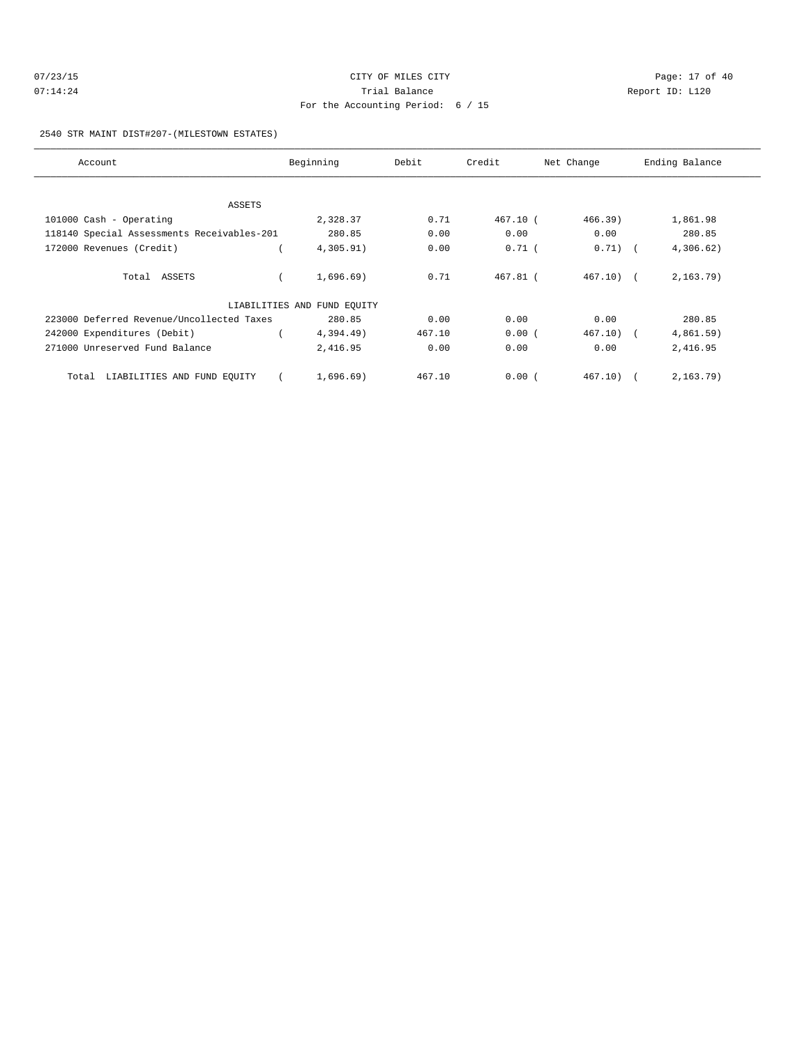07/23/15 CITY OF MILES CITY
07:14:24 Trial Balance Report ID: L120
For the Accounting Period: 6 / 15

2540 STR MAINT DIST#207-(MILESTOWN ESTATES)

| Account | Beginning | Debit | Credit | Net Change | Ending Balance |
|---|---|---|---|---|---|
| ASSETS | | | | | |
| 101000 Cash - Operating | 2,328.37 | 0.71 | 467.10 | ( 466.39) | 1,861.98 |
| 118140 Special Assessments Receivables-201 | 280.85 | 0.00 | 0.00 | 0.00 | 280.85 |
| 172000 Revenues (Credit) | ( 4,305.91) | 0.00 | 0.71 | ( 0.71) | ( 4,306.62) |
| Total ASSETS | ( 1,696.69) | 0.71 | 467.81 | ( 467.10) | ( 2,163.79) |
| LIABILITIES AND FUND EQUITY | | | | | |
| 223000 Deferred Revenue/Uncollected Taxes | 280.85 | 0.00 | 0.00 | 0.00 | 280.85 |
| 242000 Expenditures (Debit) | ( 4,394.49) | 467.10 | 0.00 | ( 467.10) | ( 4,861.59) |
| 271000 Unreserved Fund Balance | 2,416.95 | 0.00 | 0.00 | 0.00 | 2,416.95 |
| Total LIABILITIES AND FUND EQUITY | ( 1,696.69) | 467.10 | 0.00 | ( 467.10) | ( 2,163.79) |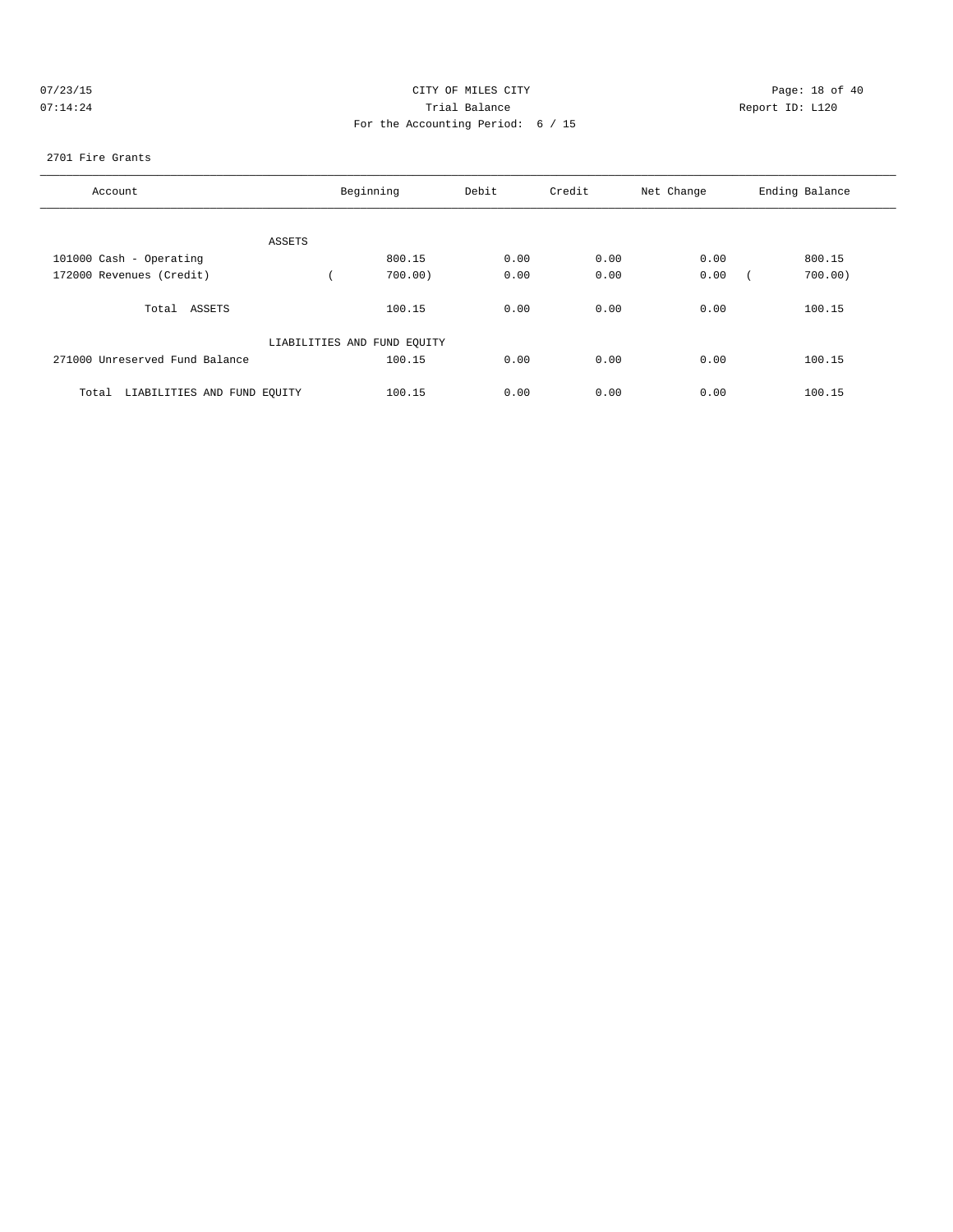CITY OF MILES CITY

Trial Balance

For the Accounting Period: 6 / 15

07/23/15 07:14:24 Report ID: L120

2701 Fire Grants

| Account | Beginning | Debit | Credit | Net Change | Ending Balance |
|---|---|---|---|---|---|
| ASSETS | | | | | |
| 101000 Cash - Operating | 800.15 | 0.00 | 0.00 | 0.00 | 800.15 |
| 172000 Revenues (Credit) | ( 700.00) | 0.00 | 0.00 | 0.00 | ( 700.00) |
| Total ASSETS | 100.15 | 0.00 | 0.00 | 0.00 | 100.15 |
| LIABILITIES AND FUND EQUITY | | | | | |
| 271000 Unreserved Fund Balance | 100.15 | 0.00 | 0.00 | 0.00 | 100.15 |
| Total LIABILITIES AND FUND EQUITY | 100.15 | 0.00 | 0.00 | 0.00 | 100.15 |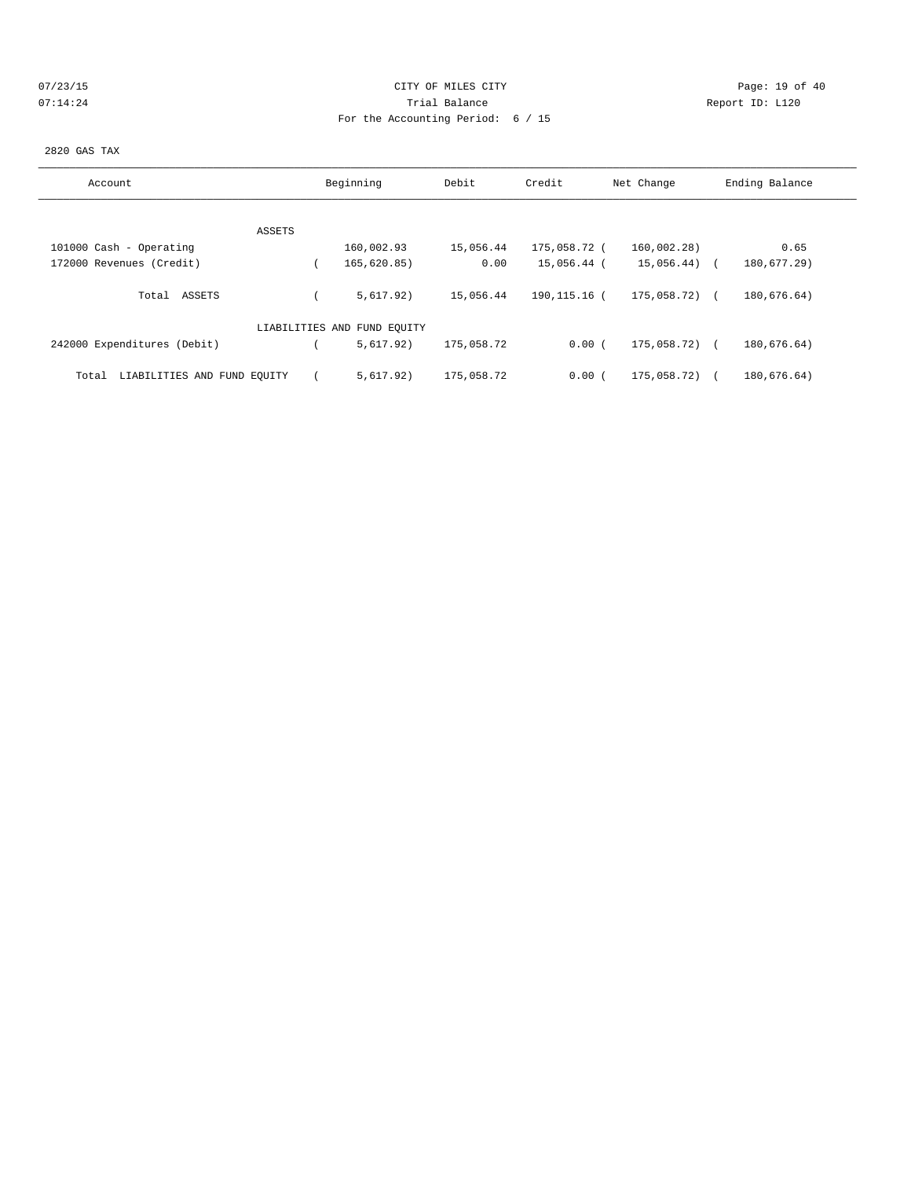CITY OF MILES CITY
Trial Balance
For the Accounting Period: 6 / 15

07/23/15
07:14:24

Report ID: L120

2820 GAS TAX

| Account | Beginning | Debit | Credit | Net Change | Ending Balance |
|---|---|---|---|---|---|
| **ASSETS** | | | | | |
| 101000 Cash - Operating | 160,002.93 | 15,056.44 | 175,058.72 | ( 160,002.28) | 0.65 |
| 172000 Revenues (Credit) | ( 165,620.85) | 0.00 | 15,056.44 | ( 15,056.44) | ( 180,677.29) |
| Total ASSETS | ( 5,617.92) | 15,056.44 | 190,115.16 | ( 175,058.72) | ( 180,676.64) |
| **LIABILITIES AND FUND EQUITY** | | | | | |
| 242000 Expenditures (Debit) | ( 5,617.92) | 175,058.72 | 0.00 | ( 175,058.72) | ( 180,676.64) |
| Total LIABILITIES AND FUND EQUITY | ( 5,617.92) | 175,058.72 | 0.00 | ( 175,058.72) | ( 180,676.64) |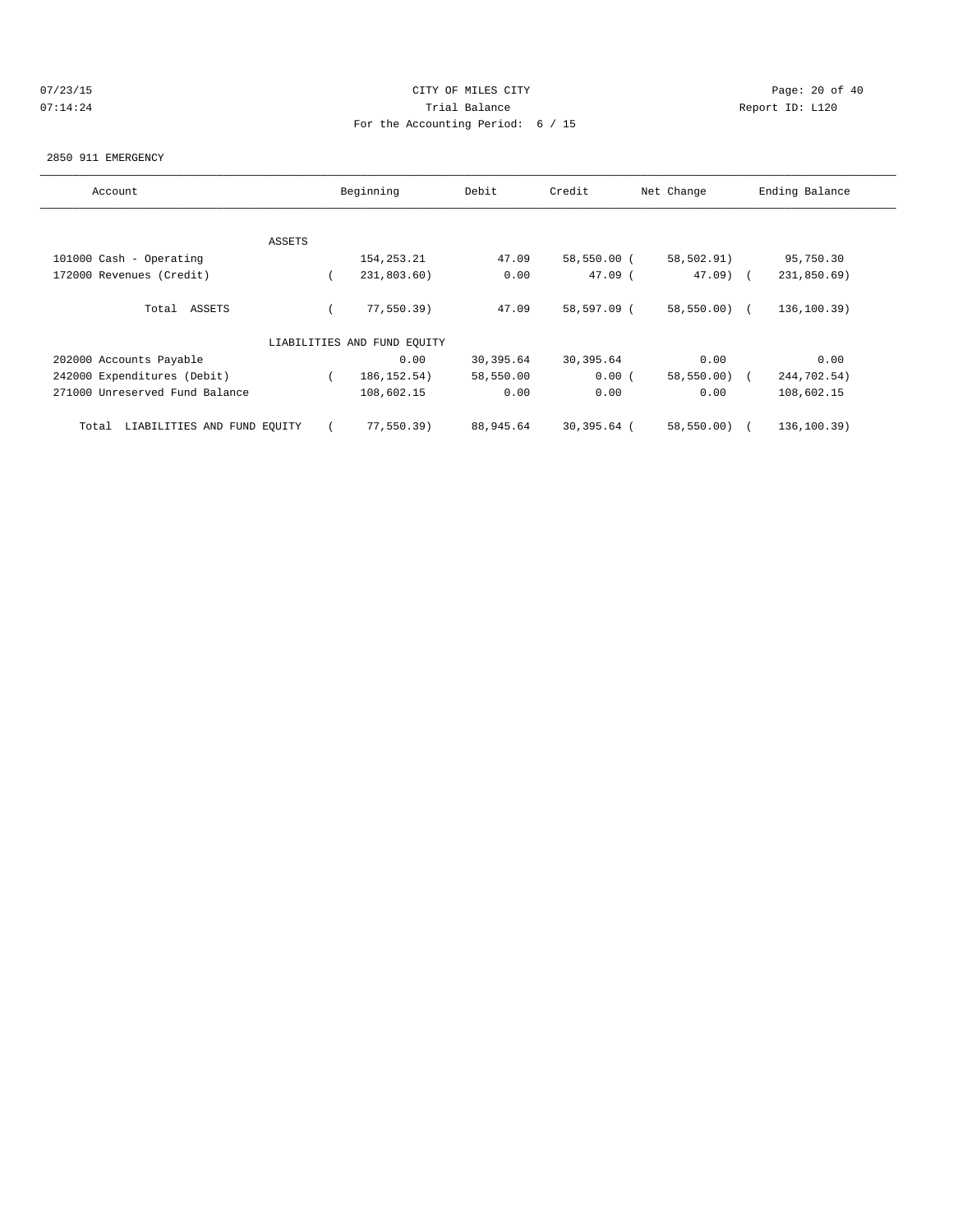CITY OF MILES CITY

Trial Balance

For the Accounting Period: 6 / 15

2850 911 EMERGENCY

| Account | Beginning | Debit | Credit | Net Change | Ending Balance |
|---|---|---|---|---|---|
| ASSETS | | | | | |
| 101000 Cash - Operating | 154,253.21 | 47.09 | 58,550.00 | ( 58,502.91) | 95,750.30 |
| 172000 Revenues (Credit) | ( 231,803.60) | 0.00 | 47.09 | ( 47.09) | ( 231,850.69) |
| Total ASSETS | ( 77,550.39) | 47.09 | 58,597.09 | ( 58,550.00) | ( 136,100.39) |
| LIABILITIES AND FUND EQUITY | | | | | |
| 202000 Accounts Payable | 0.00 | 30,395.64 | 30,395.64 | 0.00 | 0.00 |
| 242000 Expenditures (Debit) | ( 186,152.54) | 58,550.00 | 0.00 | ( 58,550.00) | ( 244,702.54) |
| 271000 Unreserved Fund Balance | 108,602.15 | 0.00 | 0.00 | 0.00 | 108,602.15 |
| Total LIABILITIES AND FUND EQUITY | ( 77,550.39) | 88,945.64 | 30,395.64 | ( 58,550.00) | ( 136,100.39) |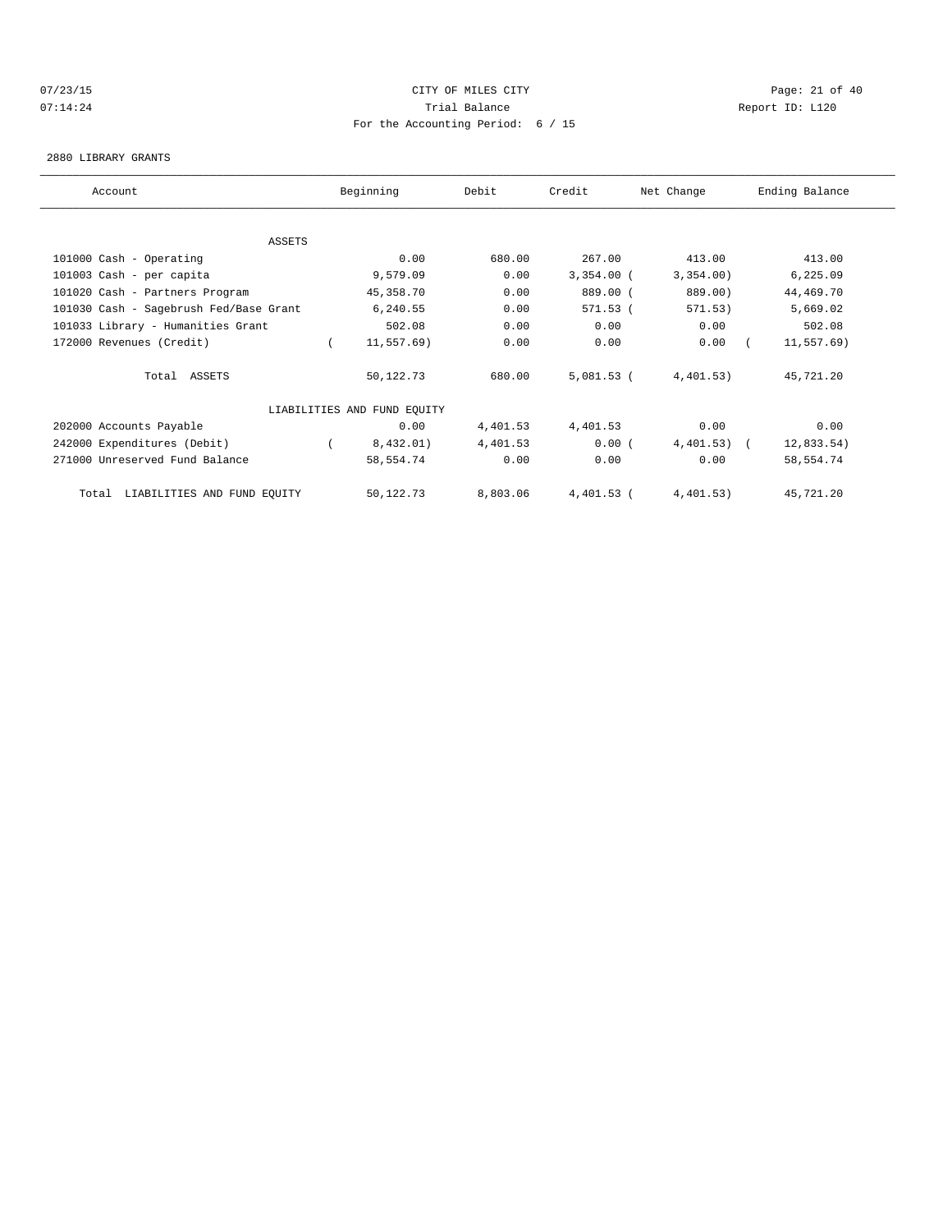CITY OF MILES CITY
Trial Balance
For the Accounting Period: 6 / 15

07/23/15
07:14:24

Report ID: L120

2880 LIBRARY GRANTS

| Account | Beginning | Debit | Credit | Net Change | Ending Balance |
|---|---|---|---|---|---|
| ASSETS | | | | | |
| 101000 Cash - Operating | 0.00 | 680.00 | 267.00 | 413.00 | 413.00 |
| 101003 Cash - per capita | 9,579.09 | 0.00 | 3,354.00 | (3,354.00) | 6,225.09 |
| 101020 Cash - Partners Program | 45,358.70 | 0.00 | 889.00 | (889.00) | 44,469.70 |
| 101030 Cash - Sagebrush Fed/Base Grant | 6,240.55 | 0.00 | 571.53 | (571.53) | 5,669.02 |
| 101033 Library - Humanities Grant | 502.08 | 0.00 | 0.00 | 0.00 | 502.08 |
| 172000 Revenues (Credit) | (11,557.69) | 0.00 | 0.00 | 0.00 | (11,557.69) |
| Total ASSETS | 50,122.73 | 680.00 | 5,081.53 | (4,401.53) | 45,721.20 |
| LIABILITIES AND FUND EQUITY | | | | | |
| 202000 Accounts Payable | 0.00 | 4,401.53 | 4,401.53 | 0.00 | 0.00 |
| 242000 Expenditures (Debit) | (8,432.01) | 4,401.53 | 0.00 | (4,401.53) | (12,833.54) |
| 271000 Unreserved Fund Balance | 58,554.74 | 0.00 | 0.00 | 0.00 | 58,554.74 |
| Total LIABILITIES AND FUND EQUITY | 50,122.73 | 8,803.06 | 4,401.53 | (4,401.53) | 45,721.20 |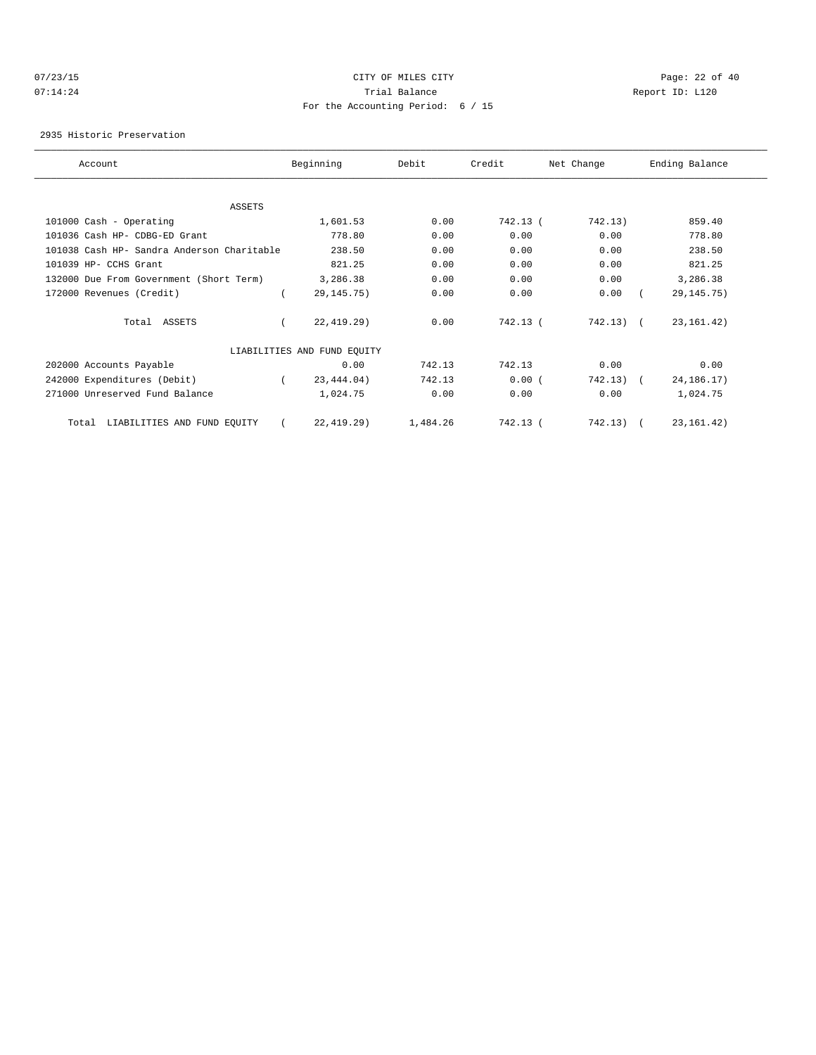CITY OF MILES CITY
Trial Balance
For the Accounting Period: 6 / 15

07/23/15
07:14:24

Report ID: L120

2935 Historic Preservation

| Account | Beginning | Debit | Credit | Net Change | Ending Balance |
|---|---|---|---|---|---|
| ASSETS | | | | | |
| 101000 Cash - Operating | 1,601.53 | 0.00 | 742.13 | ( 742.13) | 859.40 |
| 101036 Cash HP- CDBG-ED Grant | 778.80 | 0.00 | 0.00 | 0.00 | 778.80 |
| 101038 Cash HP- Sandra Anderson Charitable | 238.50 | 0.00 | 0.00 | 0.00 | 238.50 |
| 101039 HP- CCHS Grant | 821.25 | 0.00 | 0.00 | 0.00 | 821.25 |
| 132000 Due From Government (Short Term) | 3,286.38 | 0.00 | 0.00 | 0.00 | 3,286.38 |
| 172000 Revenues (Credit) | ( 29,145.75) | 0.00 | 0.00 | 0.00 | ( 29,145.75) |
| Total ASSETS | ( 22,419.29) | 0.00 | 742.13 | ( 742.13) | ( 23,161.42) |
| LIABILITIES AND FUND EQUITY | | | | | |
| 202000 Accounts Payable | 0.00 | 742.13 | 742.13 | 0.00 | 0.00 |
| 242000 Expenditures (Debit) | ( 23,444.04) | 742.13 | 0.00 | ( 742.13) | ( 24,186.17) |
| 271000 Unreserved Fund Balance | 1,024.75 | 0.00 | 0.00 | 0.00 | 1,024.75 |
| Total LIABILITIES AND FUND EQUITY | ( 22,419.29) | 1,484.26 | 742.13 | ( 742.13) | ( 23,161.42) |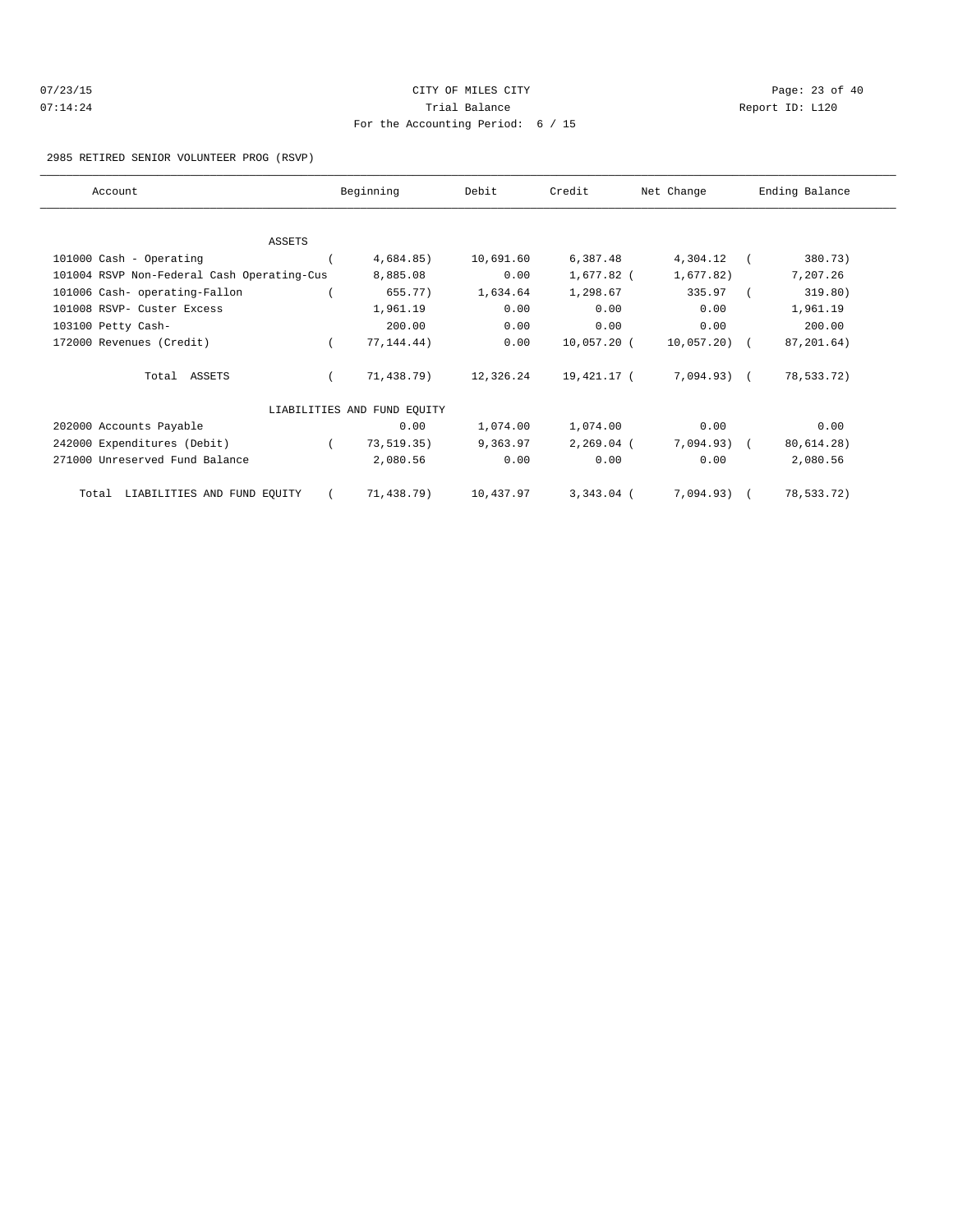CITY OF MILES CITY

Trial Balance

For the Accounting Period: 6 / 15

2985 RETIRED SENIOR VOLUNTEER PROG (RSVP)

| Account | Beginning | Debit | Credit | Net Change | Ending Balance |
|---|---|---|---|---|---|
| ASSETS | | | | | |
| 101000 Cash - Operating | ( 4,684.85) | 10,691.60 | 6,387.48 | 4,304.12 | ( 380.73) |
| 101004 RSVP Non-Federal Cash Operating-Cus | 8,885.08 | 0.00 | 1,677.82 | ( 1,677.82) | 7,207.26 |
| 101006 Cash- operating-Fallon | ( 655.77) | 1,634.64 | 1,298.67 | 335.97 | ( 319.80) |
| 101008 RSVP- Custer Excess | 1,961.19 | 0.00 | 0.00 | 0.00 | 1,961.19 |
| 103100 Petty Cash- | 200.00 | 0.00 | 0.00 | 0.00 | 200.00 |
| 172000 Revenues (Credit) | ( 77,144.44) | 0.00 | 10,057.20 | ( 10,057.20) | ( 87,201.64) |
| Total ASSETS | ( 71,438.79) | 12,326.24 | 19,421.17 | ( 7,094.93) | ( 78,533.72) |
| LIABILITIES AND FUND EQUITY | | | | | |
| 202000 Accounts Payable | 0.00 | 1,074.00 | 1,074.00 | 0.00 | 0.00 |
| 242000 Expenditures (Debit) | ( 73,519.35) | 9,363.97 | 2,269.04 | ( 7,094.93) | ( 80,614.28) |
| 271000 Unreserved Fund Balance | 2,080.56 | 0.00 | 0.00 | 0.00 | 2,080.56 |
| Total LIABILITIES AND FUND EQUITY | ( 71,438.79) | 10,437.97 | 3,343.04 | ( 7,094.93) | ( 78,533.72) |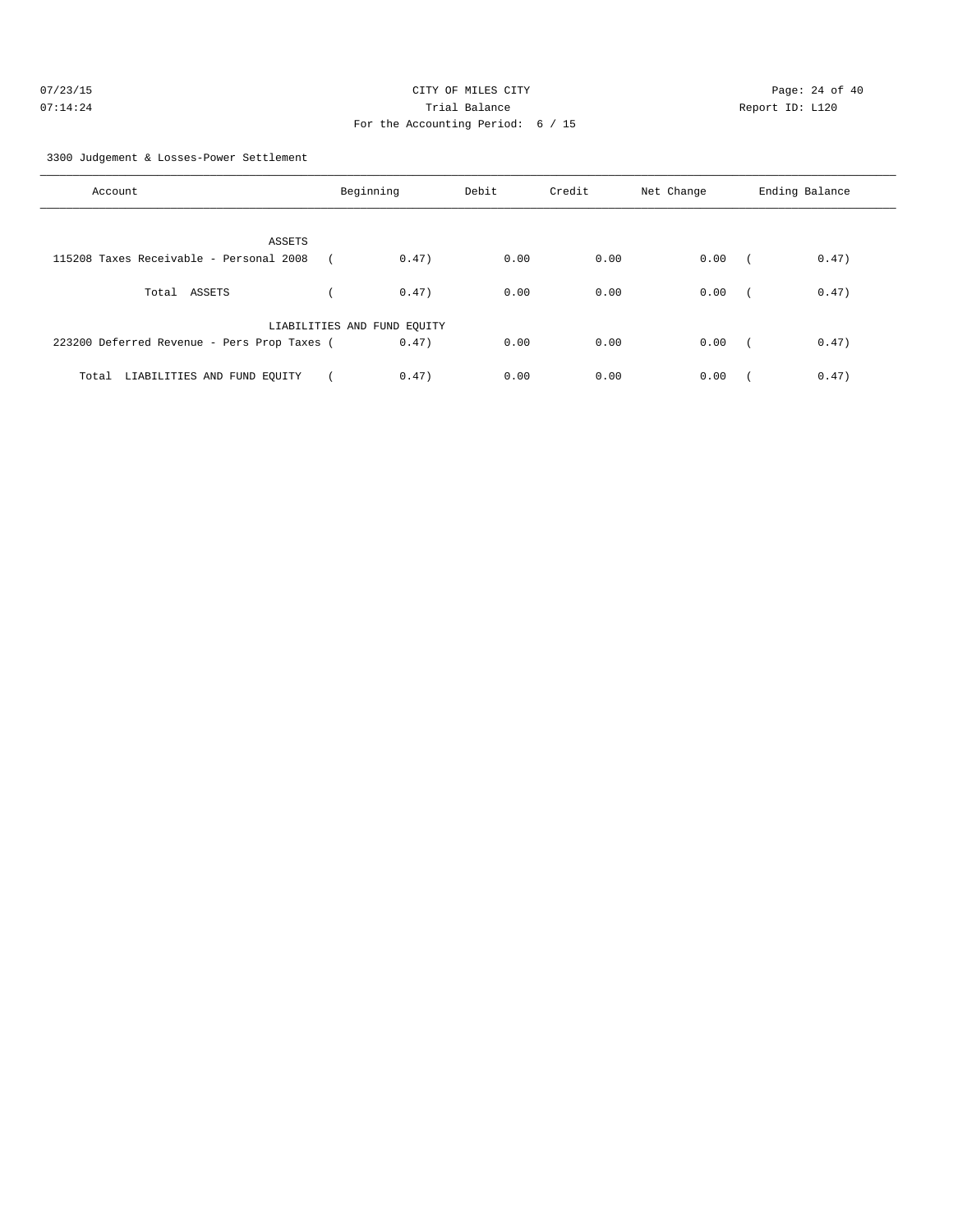CITY OF MILES CITY

Trial Balance

For the Accounting Period: 6 / 15

3300 Judgement & Losses-Power Settlement

| Account | Beginning | Debit | Credit | Net Change | Ending Balance |
|---|---|---|---|---|---|
| ASSETS | | | | | |
| 115208 Taxes Receivable - Personal 2008 | ( 0.47) | 0.00 | 0.00 | 0.00 | ( 0.47) |
| Total ASSETS | ( 0.47) | 0.00 | 0.00 | 0.00 | ( 0.47) |
| LIABILITIES AND FUND EQUITY | | | | | |
| 223200 Deferred Revenue - Pers Prop Taxes | ( 0.47) | 0.00 | 0.00 | 0.00 | ( 0.47) |
| Total LIABILITIES AND FUND EQUITY | ( 0.47) | 0.00 | 0.00 | 0.00 | ( 0.47) |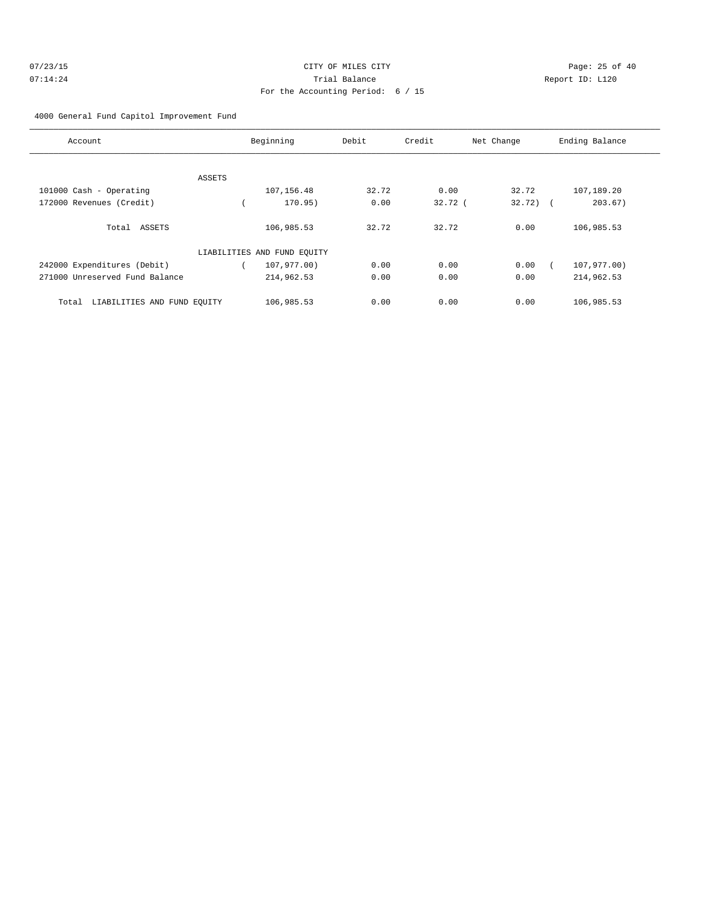CITY OF MILES CITY

Trial Balance

For the Accounting Period: 6 / 15

07/23/15 07:14:24 Report ID: L120

4000 General Fund Capitol Improvement Fund

| Account | Beginning | Debit | Credit | Net Change | Ending Balance |
|---|---|---|---|---|---|
| ASSETS | | | | | |
| 101000 Cash - Operating | 107,156.48 | 32.72 | 0.00 | 32.72 | 107,189.20 |
| 172000 Revenues (Credit) | ( 170.95) | 0.00 | 32.72 | ( 32.72) | ( 203.67) |
| Total ASSETS | 106,985.53 | 32.72 | 32.72 | 0.00 | 106,985.53 |
| LIABILITIES AND FUND EQUITY | | | | | |
| 242000 Expenditures (Debit) | ( 107,977.00) | 0.00 | 0.00 | 0.00 | ( 107,977.00) |
| 271000 Unreserved Fund Balance | 214,962.53 | 0.00 | 0.00 | 0.00 | 214,962.53 |
| Total LIABILITIES AND FUND EQUITY | 106,985.53 | 0.00 | 0.00 | 0.00 | 106,985.53 |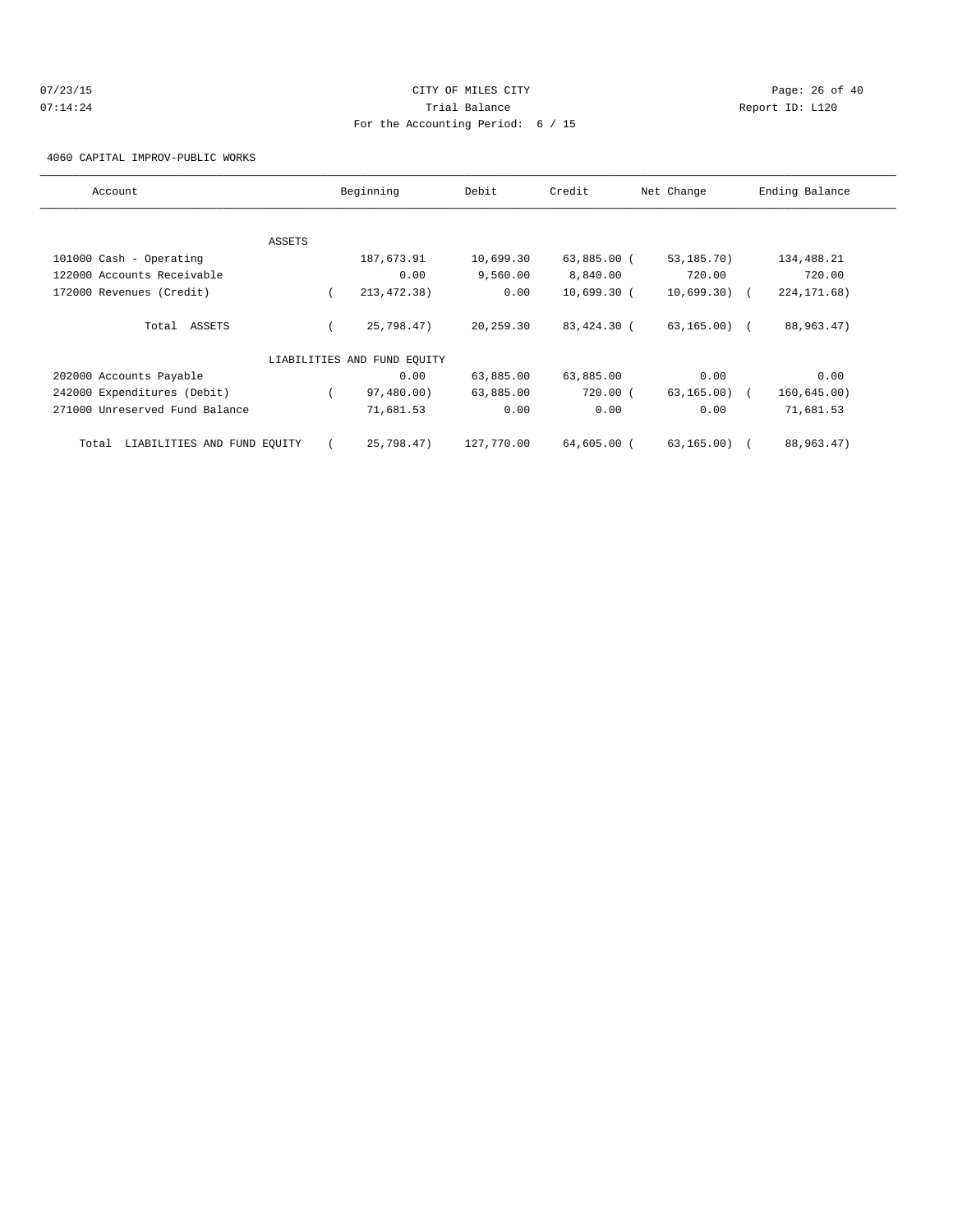CITY OF MILES CITY
Trial Balance
For the Accounting Period: 6 / 15

07/23/15
07:14:24

Report ID: L120

4060 CAPITAL IMPROV-PUBLIC WORKS

| Account | Beginning | Debit | Credit | Net Change | Ending Balance |
|---|---|---|---|---|---|
| ASSETS | | | | | |
| 101000 Cash - Operating | 187,673.91 | 10,699.30 | 63,885.00 | ( 53,185.70) | 134,488.21 |
| 122000 Accounts Receivable | 0.00 | 9,560.00 | 8,840.00 | 720.00 | 720.00 |
| 172000 Revenues (Credit) | ( 213,472.38) | 0.00 | 10,699.30 | ( 10,699.30) | ( 224,171.68) |
| Total ASSETS | ( 25,798.47) | 20,259.30 | 83,424.30 | ( 63,165.00) | ( 88,963.47) |
| LIABILITIES AND FUND EQUITY | | | | | |
| 202000 Accounts Payable | 0.00 | 63,885.00 | 63,885.00 | 0.00 | 0.00 |
| 242000 Expenditures (Debit) | ( 97,480.00) | 63,885.00 | 720.00 | ( 63,165.00) | ( 160,645.00) |
| 271000 Unreserved Fund Balance | 71,681.53 | 0.00 | 0.00 | 0.00 | 71,681.53 |
| Total LIABILITIES AND FUND EQUITY | ( 25,798.47) | 127,770.00 | 64,605.00 | ( 63,165.00) | ( 88,963.47) |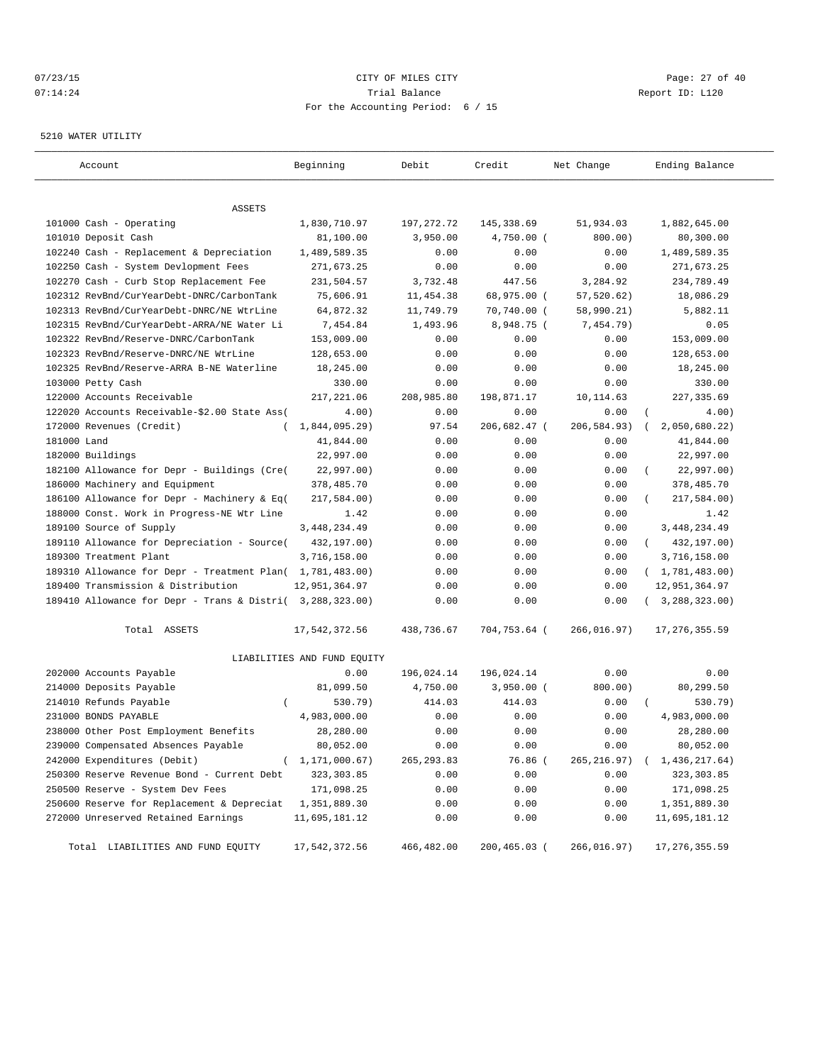CITY OF MILES CITY
Trial Balance
For the Accounting Period: 6 / 15

07/23/15
07:14:24

Report ID: L120

5210 WATER UTILITY

| Account | Beginning | Debit | Credit | Net Change | Ending Balance |
|---|---|---|---|---|---|
| ASSETS | | | | | |
| 101000 Cash - Operating | 1,830,710.97 | 197,272.72 | 145,338.69 | 51,934.03 | 1,882,645.00 |
| 101010 Deposit Cash | 81,100.00 | 3,950.00 | 4,750.00 | ( 800.00) | 80,300.00 |
| 102240 Cash - Replacement & Depreciation | 1,489,589.35 | 0.00 | 0.00 | 0.00 | 1,489,589.35 |
| 102250 Cash - System Devlopment Fees | 271,673.25 | 0.00 | 0.00 | 0.00 | 271,673.25 |
| 102270 Cash - Curb Stop Replacement Fee | 231,504.57 | 3,732.48 | 447.56 | 3,284.92 | 234,789.49 |
| 102312 RevBnd/CurYearDebt-DNRC/CarbonTank | 75,606.91 | 11,454.38 | 68,975.00 | ( 57,520.62) | 18,086.29 |
| 102313 RevBnd/CurYearDebt-DNRC/NE WtrLine | 64,872.32 | 11,749.79 | 70,740.00 | ( 58,990.21) | 5,882.11 |
| 102315 RevBnd/CurYearDebt-ARRA/NE Water Li | 7,454.84 | 1,493.96 | 8,948.75 | ( 7,454.79) | 0.05 |
| 102322 RevBnd/Reserve-DNRC/CarbonTank | 153,009.00 | 0.00 | 0.00 | 0.00 | 153,009.00 |
| 102323 RevBnd/Reserve-DNRC/NE WtrLine | 128,653.00 | 0.00 | 0.00 | 0.00 | 128,653.00 |
| 102325 RevBnd/Reserve-ARRA B-NE Waterline | 18,245.00 | 0.00 | 0.00 | 0.00 | 18,245.00 |
| 103000 Petty Cash | 330.00 | 0.00 | 0.00 | 0.00 | 330.00 |
| 122000 Accounts Receivable | 217,221.06 | 208,985.80 | 198,871.17 | 10,114.63 | 227,335.69 |
| 122020 Accounts Receivable-$2.00 State Ass( | 4.00) | 0.00 | 0.00 | 0.00 | ( 4.00) |
| 172000 Revenues (Credit) | ( 1,844,095.29) | 97.54 | 206,682.47 | ( 206,584.93) | ( 2,050,680.22) |
| 181000 Land | 41,844.00 | 0.00 | 0.00 | 0.00 | 41,844.00 |
| 182000 Buildings | 22,997.00 | 0.00 | 0.00 | 0.00 | 22,997.00 |
| 182100 Allowance for Depr - Buildings (Cre( | 22,997.00) | 0.00 | 0.00 | 0.00 | ( 22,997.00) |
| 186000 Machinery and Equipment | 378,485.70 | 0.00 | 0.00 | 0.00 | 378,485.70 |
| 186100 Allowance for Depr - Machinery & Eq( | 217,584.00) | 0.00 | 0.00 | 0.00 | ( 217,584.00) |
| 188000 Const. Work in Progress-NE Wtr Line | 1.42 | 0.00 | 0.00 | 0.00 | 1.42 |
| 189100 Source of Supply | 3,448,234.49 | 0.00 | 0.00 | 0.00 | 3,448,234.49 |
| 189110 Allowance for Depreciation - Source( | 432,197.00) | 0.00 | 0.00 | 0.00 | ( 432,197.00) |
| 189300 Treatment Plant | 3,716,158.00 | 0.00 | 0.00 | 0.00 | 3,716,158.00 |
| 189310 Allowance for Depr - Treatment Plan( | 1,781,483.00) | 0.00 | 0.00 | 0.00 | ( 1,781,483.00) |
| 189400 Transmission & Distribution | 12,951,364.97 | 0.00 | 0.00 | 0.00 | 12,951,364.97 |
| 189410 Allowance for Depr - Trans & Distri( | 3,288,323.00) | 0.00 | 0.00 | 0.00 | ( 3,288,323.00) |
| Total ASSETS | 17,542,372.56 | 438,736.67 | 704,753.64 | ( 266,016.97) | 17,276,355.59 |
| LIABILITIES AND FUND EQUITY | | | | | |
| 202000 Accounts Payable | 0.00 | 196,024.14 | 196,024.14 | 0.00 | 0.00 |
| 214000 Deposits Payable | 81,099.50 | 4,750.00 | 3,950.00 | ( 800.00) | 80,299.50 |
| 214010 Refunds Payable | ( 530.79) | 414.03 | 414.03 | 0.00 | ( 530.79) |
| 231000 BONDS PAYABLE | 4,983,000.00 | 0.00 | 0.00 | 0.00 | 4,983,000.00 |
| 238000 Other Post Employment Benefits | 28,280.00 | 0.00 | 0.00 | 0.00 | 28,280.00 |
| 239000 Compensated Absences Payable | 80,052.00 | 0.00 | 0.00 | 0.00 | 80,052.00 |
| 242000 Expenditures (Debit) | ( 1,171,000.67) | 265,293.83 | 76.86 | ( 265,216.97) | ( 1,436,217.64) |
| 250300 Reserve Revenue Bond - Current Debt | 323,303.85 | 0.00 | 0.00 | 0.00 | 323,303.85 |
| 250500 Reserve - System Dev Fees | 171,098.25 | 0.00 | 0.00 | 0.00 | 171,098.25 |
| 250600 Reserve for Replacement & Depreciat | 1,351,889.30 | 0.00 | 0.00 | 0.00 | 1,351,889.30 |
| 272000 Unreserved Retained Earnings | 11,695,181.12 | 0.00 | 0.00 | 0.00 | 11,695,181.12 |
| Total LIABILITIES AND FUND EQUITY | 17,542,372.56 | 466,482.00 | 200,465.03 | ( 266,016.97) | 17,276,355.59 |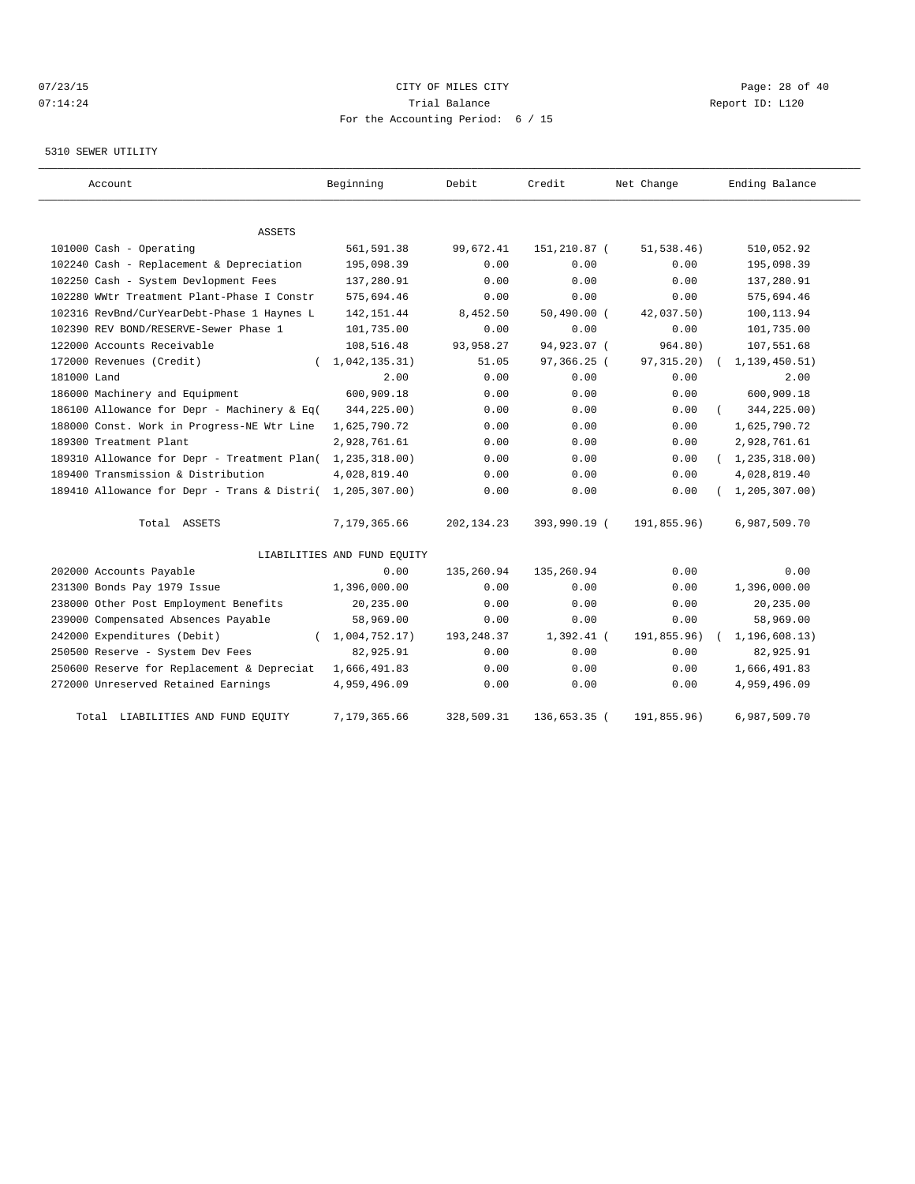CITY OF MILES CITY

Trial Balance

For the Accounting Period: 6 / 15

07/23/15 07:14:24

Report ID: L120

5310 SEWER UTILITY

| Account | Beginning | Debit | Credit | Net Change | Ending Balance |
|---|---|---|---|---|---|
| ASSETS | | | | | |
| 101000 Cash - Operating | 561,591.38 | 99,672.41 | 151,210.87 | ( 51,538.46) | 510,052.92 |
| 102240 Cash - Replacement & Depreciation | 195,098.39 | 0.00 | 0.00 | 0.00 | 195,098.39 |
| 102250 Cash - System Devlopment Fees | 137,280.91 | 0.00 | 0.00 | 0.00 | 137,280.91 |
| 102280 WWtr Treatment Plant-Phase I Constr | 575,694.46 | 0.00 | 0.00 | 0.00 | 575,694.46 |
| 102316 RevBnd/CurYearDebt-Phase 1 Haynes L | 142,151.44 | 8,452.50 | 50,490.00 | ( 42,037.50) | 100,113.94 |
| 102390 REV BOND/RESERVE-Sewer Phase 1 | 101,735.00 | 0.00 | 0.00 | 0.00 | 101,735.00 |
| 122000 Accounts Receivable | 108,516.48 | 93,958.27 | 94,923.07 | ( 964.80) | 107,551.68 |
| 172000 Revenues (Credit) | ( 1,042,135.31) | 51.05 | 97,366.25 | ( 97,315.20) | ( 1,139,450.51) |
| 181000 Land | 2.00 | 0.00 | 0.00 | 0.00 | 2.00 |
| 186000 Machinery and Equipment | 600,909.18 | 0.00 | 0.00 | 0.00 | 600,909.18 |
| 186100 Allowance for Depr - Machinery & Eq | ( 344,225.00) | 0.00 | 0.00 | 0.00 | ( 344,225.00) |
| 188000 Const. Work in Progress-NE Wtr Line | 1,625,790.72 | 0.00 | 0.00 | 0.00 | 1,625,790.72 |
| 189300 Treatment Plant | 2,928,761.61 | 0.00 | 0.00 | 0.00 | 2,928,761.61 |
| 189310 Allowance for Depr - Treatment Plan | ( 1,235,318.00) | 0.00 | 0.00 | 0.00 | ( 1,235,318.00) |
| 189400 Transmission & Distribution | 4,028,819.40 | 0.00 | 0.00 | 0.00 | 4,028,819.40 |
| 189410 Allowance for Depr - Trans & Distri | ( 1,205,307.00) | 0.00 | 0.00 | 0.00 | ( 1,205,307.00) |
| Total ASSETS | 7,179,365.66 | 202,134.23 | 393,990.19 | ( 191,855.96) | 6,987,509.70 |
| LIABILITIES AND FUND EQUITY | | | | | |
| 202000 Accounts Payable | 0.00 | 135,260.94 | 135,260.94 | 0.00 | 0.00 |
| 231300 Bonds Pay 1979 Issue | 1,396,000.00 | 0.00 | 0.00 | 0.00 | 1,396,000.00 |
| 238000 Other Post Employment Benefits | 20,235.00 | 0.00 | 0.00 | 0.00 | 20,235.00 |
| 239000 Compensated Absences Payable | 58,969.00 | 0.00 | 0.00 | 0.00 | 58,969.00 |
| 242000 Expenditures (Debit) | ( 1,004,752.17) | 193,248.37 | 1,392.41 | ( 191,855.96) | ( 1,196,608.13) |
| 250500 Reserve - System Dev Fees | 82,925.91 | 0.00 | 0.00 | 0.00 | 82,925.91 |
| 250600 Reserve for Replacement & Depreciat | 1,666,491.83 | 0.00 | 0.00 | 0.00 | 1,666,491.83 |
| 272000 Unreserved Retained Earnings | 4,959,496.09 | 0.00 | 0.00 | 0.00 | 4,959,496.09 |
| Total LIABILITIES AND FUND EQUITY | 7,179,365.66 | 328,509.31 | 136,653.35 | ( 191,855.96) | 6,987,509.70 |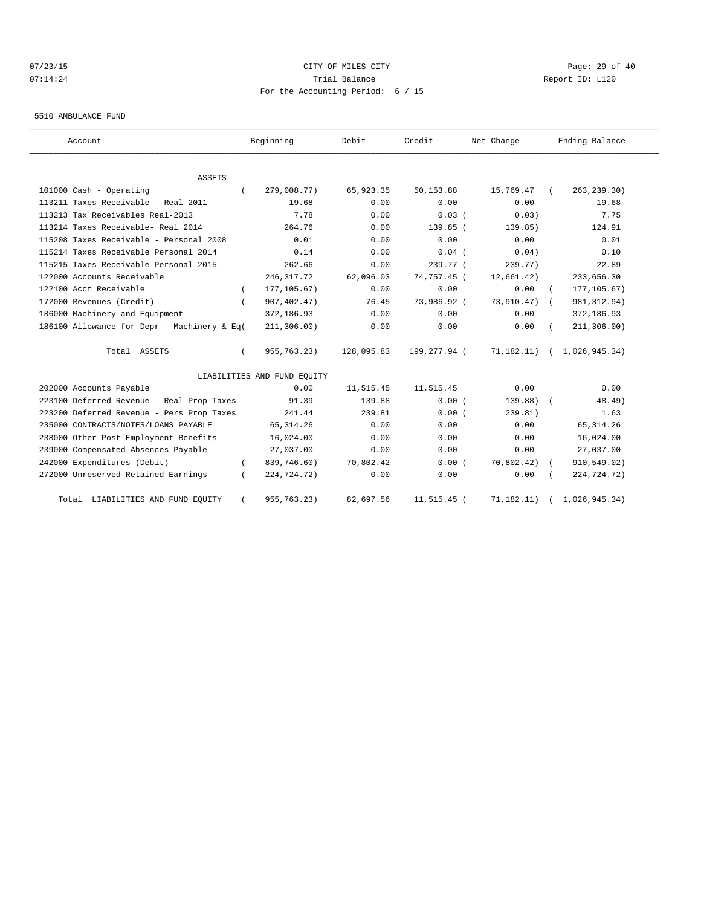CITY OF MILES CITY
Trial Balance
For the Accounting Period: 6 / 15

07/23/15
07:14:24

Report ID: L120

5510 AMBULANCE FUND

| Account | Beginning | Debit | Credit | Net Change | Ending Balance |
|---|---|---|---|---|---|
| ASSETS | | | | | |
| 101000 Cash - Operating | ( 279,008.77) | 65,923.35 | 50,153.88 | 15,769.47 | ( 263,239.30) |
| 113211 Taxes Receivable - Real 2011 | 19.68 | 0.00 | 0.00 | 0.00 | 19.68 |
| 113213 Tax Receivables Real-2013 | 7.78 | 0.00 | 0.03 | ( 0.03) | 7.75 |
| 113214 Taxes Receivable- Real 2014 | 264.76 | 0.00 | 139.85 | ( 139.85) | 124.91 |
| 115208 Taxes Receivable - Personal 2008 | 0.01 | 0.00 | 0.00 | 0.00 | 0.01 |
| 115214 Taxes Receivable Personal 2014 | 0.14 | 0.00 | 0.04 | ( 0.04) | 0.10 |
| 115215 Taxes Receivable Personal-2015 | 262.66 | 0.00 | 239.77 | ( 239.77) | 22.89 |
| 122000 Accounts Receivable | 246,317.72 | 62,096.03 | 74,757.45 | ( 12,661.42) | 233,656.30 |
| 122100 Acct Receivable | ( 177,105.67) | 0.00 | 0.00 | 0.00 | ( 177,105.67) |
| 172000 Revenues (Credit) | ( 907,402.47) | 76.45 | 73,986.92 | ( 73,910.47) | ( 981,312.94) |
| 186000 Machinery and Equipment | 372,186.93 | 0.00 | 0.00 | 0.00 | 372,186.93 |
| 186100 Allowance for Depr - Machinery & Eq( | 211,306.00) | 0.00 | 0.00 | 0.00 | ( 211,306.00) |
| Total ASSETS | ( 955,763.23) | 128,095.83 | 199,277.94 | ( 71,182.11) | ( 1,026,945.34) |
| LIABILITIES AND FUND EQUITY | | | | | |
| 202000 Accounts Payable | 0.00 | 11,515.45 | 11,515.45 | 0.00 | 0.00 |
| 223100 Deferred Revenue - Real Prop Taxes | 91.39 | 139.88 | 0.00 | ( 139.88) | ( 48.49) |
| 223200 Deferred Revenue - Pers Prop Taxes | 241.44 | 239.81 | 0.00 | ( 239.81) | 1.63 |
| 235000 CONTRACTS/NOTES/LOANS PAYABLE | 65,314.26 | 0.00 | 0.00 | 0.00 | 65,314.26 |
| 238000 Other Post Employment Benefits | 16,024.00 | 0.00 | 0.00 | 0.00 | 16,024.00 |
| 239000 Compensated Absences Payable | 27,037.00 | 0.00 | 0.00 | 0.00 | 27,037.00 |
| 242000 Expenditures (Debit) | ( 839,746.60) | 70,802.42 | 0.00 | ( 70,802.42) | ( 910,549.02) |
| 272000 Unreserved Retained Earnings | ( 224,724.72) | 0.00 | 0.00 | 0.00 | ( 224,724.72) |
| Total LIABILITIES AND FUND EQUITY | ( 955,763.23) | 82,697.56 | 11,515.45 | ( 71,182.11) | ( 1,026,945.34) |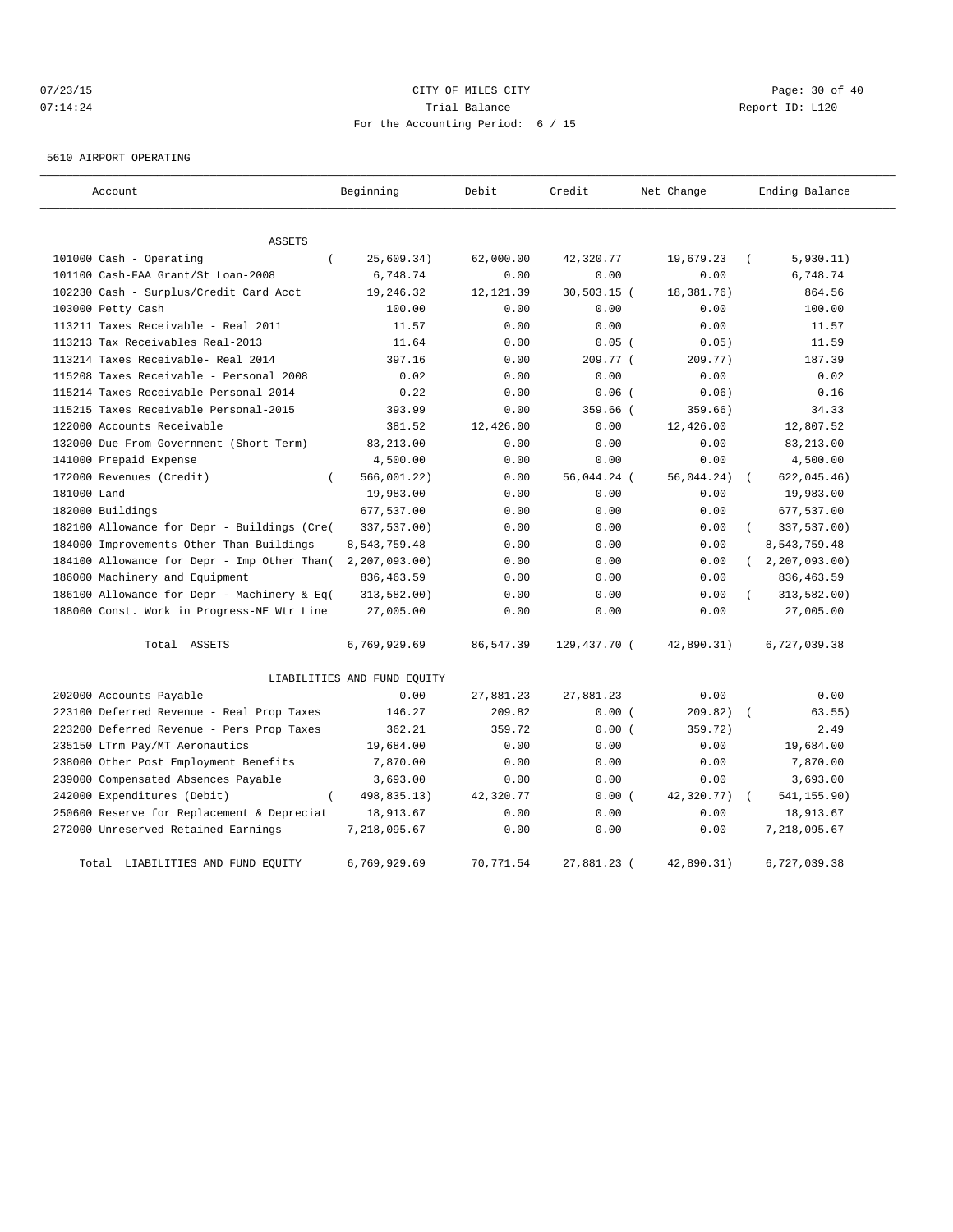CITY OF MILES CITY
Trial Balance
For the Accounting Period: 6 / 15

07/23/15
07:14:24

Report ID: L120

5610 AIRPORT OPERATING

| Account | Beginning | Debit | Credit | Net Change | Ending Balance |
|---|---|---|---|---|---|
| ASSETS | | | | | |
| 101000 Cash - Operating | ( 25,609.34) | 62,000.00 | 42,320.77 | 19,679.23 | ( 5,930.11) |
| 101100 Cash-FAA Grant/St Loan-2008 | 6,748.74 | 0.00 | 0.00 | 0.00 | 6,748.74 |
| 102230 Cash - Surplus/Credit Card Acct | 19,246.32 | 12,121.39 | 30,503.15 | ( 18,381.76) | 864.56 |
| 103000 Petty Cash | 100.00 | 0.00 | 0.00 | 0.00 | 100.00 |
| 113211 Taxes Receivable - Real 2011 | 11.57 | 0.00 | 0.00 | 0.00 | 11.57 |
| 113213 Tax Receivables Real-2013 | 11.64 | 0.00 | 0.05 | ( 0.05) | 11.59 |
| 113214 Taxes Receivable- Real 2014 | 397.16 | 0.00 | 209.77 | ( 209.77) | 187.39 |
| 115208 Taxes Receivable - Personal 2008 | 0.02 | 0.00 | 0.00 | 0.00 | 0.02 |
| 115214 Taxes Receivable Personal 2014 | 0.22 | 0.00 | 0.06 | ( 0.06) | 0.16 |
| 115215 Taxes Receivable Personal-2015 | 393.99 | 0.00 | 359.66 | ( 359.66) | 34.33 |
| 122000 Accounts Receivable | 381.52 | 12,426.00 | 0.00 | 12,426.00 | 12,807.52 |
| 132000 Due From Government (Short Term) | 83,213.00 | 0.00 | 0.00 | 0.00 | 83,213.00 |
| 141000 Prepaid Expense | 4,500.00 | 0.00 | 0.00 | 0.00 | 4,500.00 |
| 172000 Revenues (Credit) | ( 566,001.22) | 0.00 | 56,044.24 | ( 56,044.24) | ( 622,045.46) |
| 181000 Land | 19,983.00 | 0.00 | 0.00 | 0.00 | 19,983.00 |
| 182000 Buildings | 677,537.00 | 0.00 | 0.00 | 0.00 | 677,537.00 |
| 182100 Allowance for Depr - Buildings (Cre( | 337,537.00) | 0.00 | 0.00 | 0.00 | ( 337,537.00) |
| 184000 Improvements Other Than Buildings | 8,543,759.48 | 0.00 | 0.00 | 0.00 | 8,543,759.48 |
| 184100 Allowance for Depr - Imp Other Than( | 2,207,093.00) | 0.00 | 0.00 | 0.00 | ( 2,207,093.00) |
| 186000 Machinery and Equipment | 836,463.59 | 0.00 | 0.00 | 0.00 | 836,463.59 |
| 186100 Allowance for Depr - Machinery & Eq( | 313,582.00) | 0.00 | 0.00 | 0.00 | ( 313,582.00) |
| 188000 Const. Work in Progress-NE Wtr Line | 27,005.00 | 0.00 | 0.00 | 0.00 | 27,005.00 |
| Total ASSETS | 6,769,929.69 | 86,547.39 | 129,437.70 | ( 42,890.31) | 6,727,039.38 |
| LIABILITIES AND FUND EQUITY | | | | | |
| 202000 Accounts Payable | 0.00 | 27,881.23 | 27,881.23 | 0.00 | 0.00 |
| 223100 Deferred Revenue - Real Prop Taxes | 146.27 | 209.82 | 0.00 | ( 209.82) | ( 63.55) |
| 223200 Deferred Revenue - Pers Prop Taxes | 362.21 | 359.72 | 0.00 | ( 359.72) | 2.49 |
| 235150 LTrm Pay/MT Aeronautics | 19,684.00 | 0.00 | 0.00 | 0.00 | 19,684.00 |
| 238000 Other Post Employment Benefits | 7,870.00 | 0.00 | 0.00 | 0.00 | 7,870.00 |
| 239000 Compensated Absences Payable | 3,693.00 | 0.00 | 0.00 | 0.00 | 3,693.00 |
| 242000 Expenditures (Debit) | ( 498,835.13) | 42,320.77 | 0.00 | ( 42,320.77) | ( 541,155.90) |
| 250600 Reserve for Replacement & Depreciat | 18,913.67 | 0.00 | 0.00 | 0.00 | 18,913.67 |
| 272000 Unreserved Retained Earnings | 7,218,095.67 | 0.00 | 0.00 | 0.00 | 7,218,095.67 |
| Total LIABILITIES AND FUND EQUITY | 6,769,929.69 | 70,771.54 | 27,881.23 | ( 42,890.31) | 6,727,039.38 |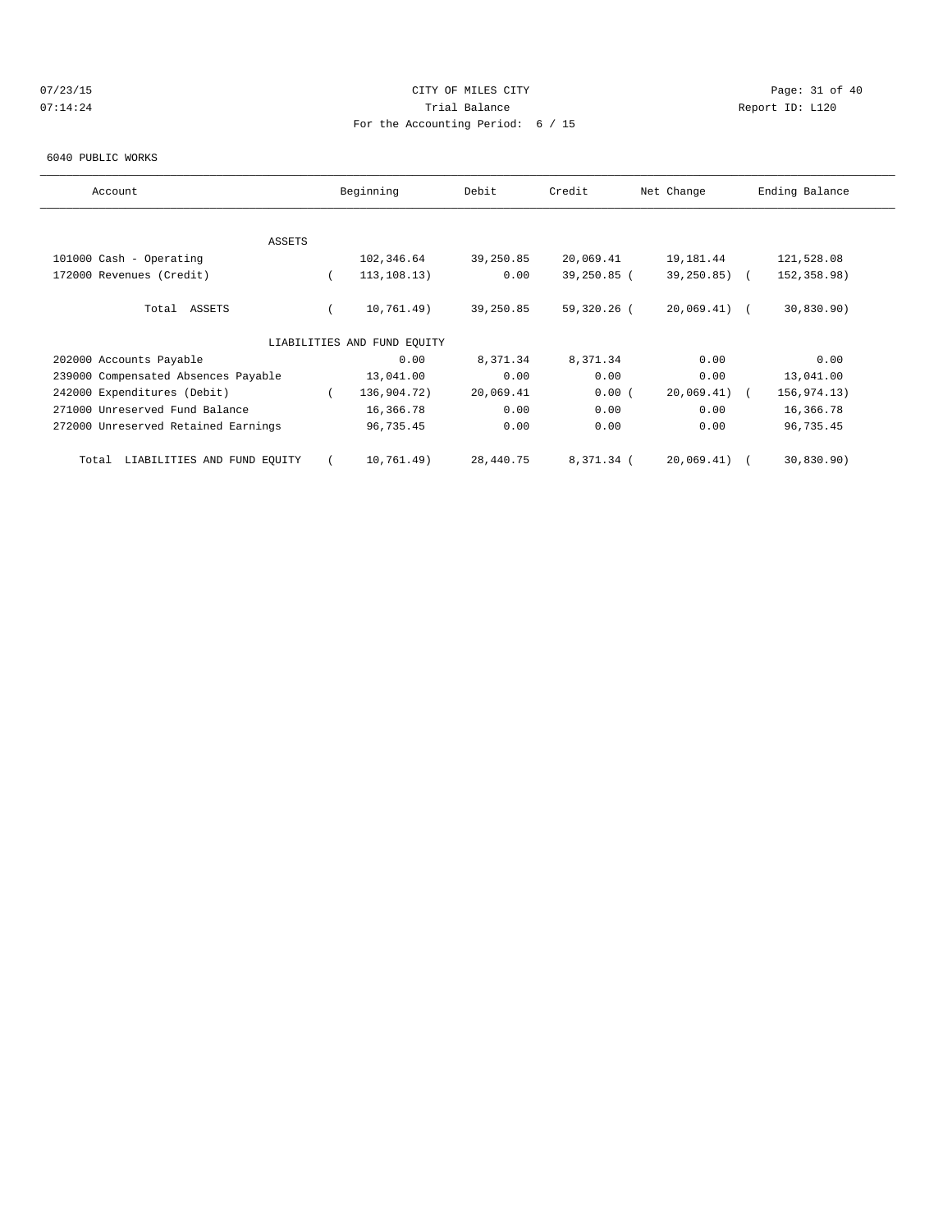CITY OF MILES CITY

Trial Balance

For the Accounting Period: 6 / 15

07/23/15 07:14:24 Report ID: L120

6040 PUBLIC WORKS

| Account | Beginning | Debit | Credit | Net Change | Ending Balance |
|---|---|---|---|---|---|
| ASSETS | | | | | |
| 101000 Cash - Operating | 102,346.64 | 39,250.85 | 20,069.41 | 19,181.44 | 121,528.08 |
| 172000 Revenues (Credit) | ( 113,108.13) | 0.00 | 39,250.85 | ( 39,250.85) | ( 152,358.98) |
| Total ASSETS | ( 10,761.49) | 39,250.85 | 59,320.26 | ( 20,069.41) | ( 30,830.90) |
| LIABILITIES AND FUND EQUITY | | | | | |
| 202000 Accounts Payable | 0.00 | 8,371.34 | 8,371.34 | 0.00 | 0.00 |
| 239000 Compensated Absences Payable | 13,041.00 | 0.00 | 0.00 | 0.00 | 13,041.00 |
| 242000 Expenditures (Debit) | ( 136,904.72) | 20,069.41 | 0.00 | ( 20,069.41) | ( 156,974.13) |
| 271000 Unreserved Fund Balance | 16,366.78 | 0.00 | 0.00 | 0.00 | 16,366.78 |
| 272000 Unreserved Retained Earnings | 96,735.45 | 0.00 | 0.00 | 0.00 | 96,735.45 |
| Total LIABILITIES AND FUND EQUITY | ( 10,761.49) | 28,440.75 | 8,371.34 | ( 20,069.41) | ( 30,830.90) |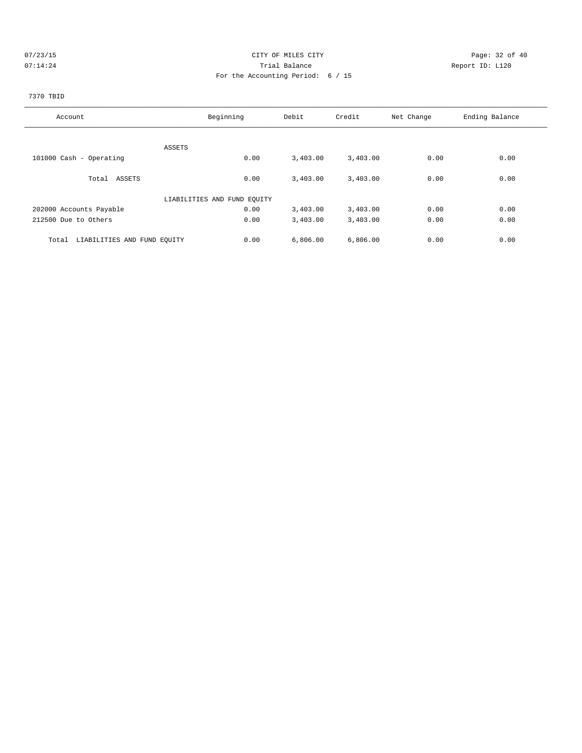CITY OF MILES CITY
Trial Balance
For the Accounting Period: 6 / 15

07/23/15
07:14:24

Report ID: L120

7370 TBID

| Account | Beginning | Debit | Credit | Net Change | Ending Balance |
|---|---|---|---|---|---|
| ASSETS | | | | | |
| 101000 Cash - Operating | 0.00 | 3,403.00 | 3,403.00 | 0.00 | 0.00 |
| Total ASSETS | 0.00 | 3,403.00 | 3,403.00 | 0.00 | 0.00 |
| LIABILITIES AND FUND EQUITY | | | | | |
| 202000 Accounts Payable | 0.00 | 3,403.00 | 3,403.00 | 0.00 | 0.00 |
| 212500 Due to Others | 0.00 | 3,403.00 | 3,403.00 | 0.00 | 0.00 |
| Total LIABILITIES AND FUND EQUITY | 0.00 | 6,806.00 | 6,806.00 | 0.00 | 0.00 |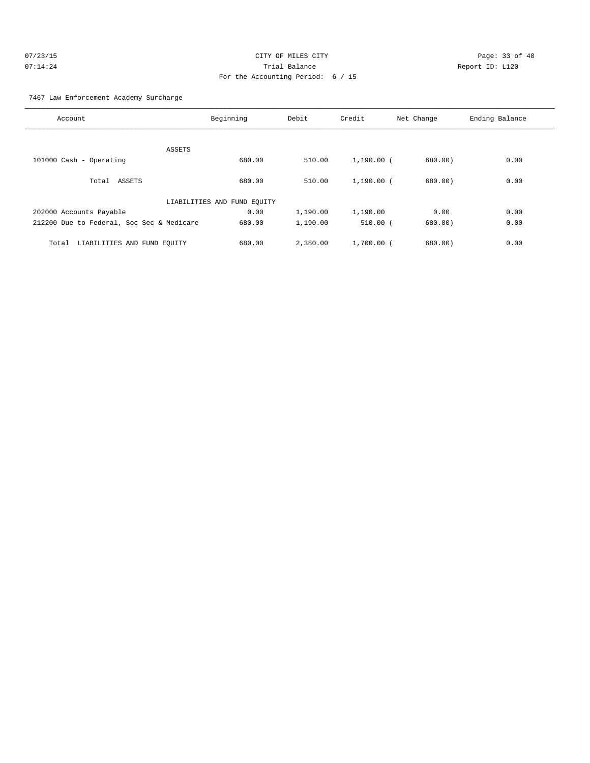CITY OF MILES CITY
Trial Balance
For the Accounting Period: 6 / 15

07/23/15
07:14:24

Report ID: L120

7467 Law Enforcement Academy Surcharge

| Account | Beginning | Debit | Credit | Net Change | Ending Balance |
|---|---|---|---|---|---|
| ASSETS | | | | | |
| 101000 Cash - Operating | 680.00 | 510.00 | 1,190.00 | ( 680.00) | 0.00 |
| Total ASSETS | 680.00 | 510.00 | 1,190.00 | ( 680.00) | 0.00 |
| LIABILITIES AND FUND EQUITY | | | | | |
| 202000 Accounts Payable | 0.00 | 1,190.00 | 1,190.00 | 0.00 | 0.00 |
| 212200 Due to Federal, Soc Sec & Medicare | 680.00 | 1,190.00 | 510.00 | ( 680.00) | 0.00 |
| Total LIABILITIES AND FUND EQUITY | 680.00 | 2,380.00 | 1,700.00 | ( 680.00) | 0.00 |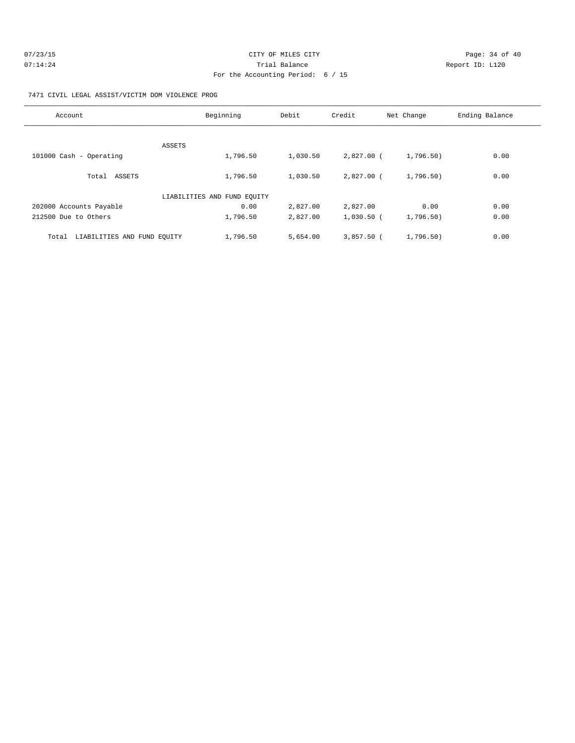CITY OF MILES CITY

Trial Balance

For the Accounting Period: 6 / 15

07/23/15 07:14:24 Report ID: L120

7471 CIVIL LEGAL ASSIST/VICTIM DOM VIOLENCE PROG

| Account | Beginning | Debit | Credit | Net Change | Ending Balance |
|---|---|---|---|---|---|
| ASSETS | | | | | |
| 101000 Cash - Operating | 1,796.50 | 1,030.50 | 2,827.00 | ( 1,796.50) | 0.00 |
| Total ASSETS | 1,796.50 | 1,030.50 | 2,827.00 | ( 1,796.50) | 0.00 |
| LIABILITIES AND FUND EQUITY | | | | | |
| 202000 Accounts Payable | 0.00 | 2,827.00 | 2,827.00 | 0.00 | 0.00 |
| 212500 Due to Others | 1,796.50 | 2,827.00 | 1,030.50 | ( 1,796.50) | 0.00 |
| Total LIABILITIES AND FUND EQUITY | 1,796.50 | 5,654.00 | 3,857.50 | ( 1,796.50) | 0.00 |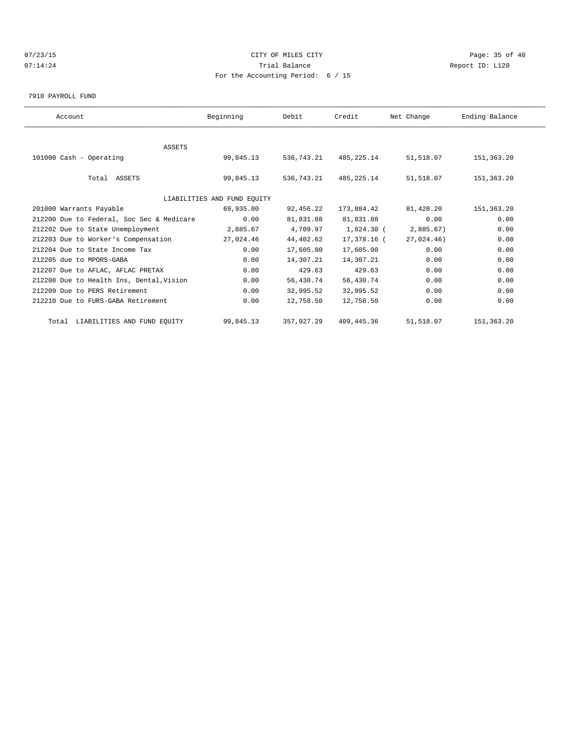# CITY OF MILES CITY

Trial Balance

For the Accounting Period: 6 / 15

7910 PAYROLL FUND

| Account | Beginning | Debit | Credit | Net Change | Ending Balance |
|---|---|---|---|---|---|
| ASSETS | | | | | |
| 101000 Cash - Operating | 99,845.13 | 536,743.21 | 485,225.14 | 51,518.07 | 151,363.20 |
| Total ASSETS | 99,845.13 | 536,743.21 | 485,225.14 | 51,518.07 | 151,363.20 |
| LIABILITIES AND FUND EQUITY | | | | | |
| 201000 Warrants Payable | 69,935.00 | 92,456.22 | 173,884.42 | 81,428.20 | 151,363.20 |
| 212200 Due to Federal, Soc Sec & Medicare | 0.00 | 81,831.88 | 81,831.88 | 0.00 | 0.00 |
| 212202 Due to State Unemployment | 2,885.67 | 4,709.97 | 1,824.30 | ( 2,885.67) | 0.00 |
| 212203 Due to Worker's Compensation | 27,024.46 | 44,402.62 | 17,378.16 | ( 27,024.46) | 0.00 |
| 212204 Due to State Income Tax | 0.00 | 17,605.00 | 17,605.00 | 0.00 | 0.00 |
| 212205 due to MPORS-GABA | 0.00 | 14,307.21 | 14,307.21 | 0.00 | 0.00 |
| 212207 Due to AFLAC, AFLAC PRETAX | 0.00 | 429.63 | 429.63 | 0.00 | 0.00 |
| 212208 Due to Health Ins, Dental,Vision | 0.00 | 56,430.74 | 56,430.74 | 0.00 | 0.00 |
| 212209 Due to PERS Retirement | 0.00 | 32,995.52 | 32,995.52 | 0.00 | 0.00 |
| 212210 Due to FURS-GABA Retirement | 0.00 | 12,758.50 | 12,758.50 | 0.00 | 0.00 |
| Total LIABILITIES AND FUND EQUITY | 99,845.13 | 357,927.29 | 409,445.36 | 51,518.07 | 151,363.20 |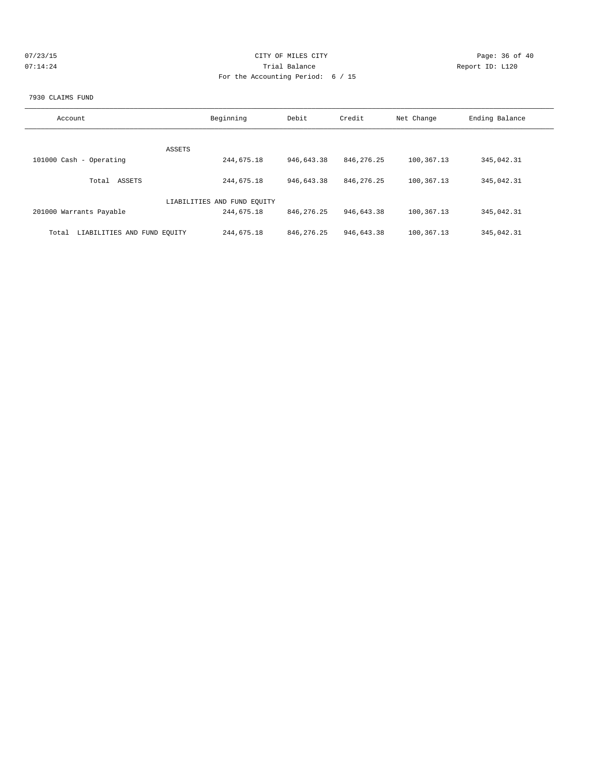CITY OF MILES CITY

Trial Balance

For the Accounting Period: 6 / 15

07/23/15 07:14:24 Report ID: L120

7930 CLAIMS FUND

| Account | Beginning | Debit | Credit | Net Change | Ending Balance |
|---|---|---|---|---|---|
| ASSETS | | | | | |
| 101000 Cash - Operating | 244,675.18 | 946,643.38 | 846,276.25 | 100,367.13 | 345,042.31 |
| Total ASSETS | 244,675.18 | 946,643.38 | 846,276.25 | 100,367.13 | 345,042.31 |
| LIABILITIES AND FUND EQUITY | | | | | |
| 201000 Warrants Payable | 244,675.18 | 846,276.25 | 946,643.38 | 100,367.13 | 345,042.31 |
| Total LIABILITIES AND FUND EQUITY | 244,675.18 | 846,276.25 | 946,643.38 | 100,367.13 | 345,042.31 |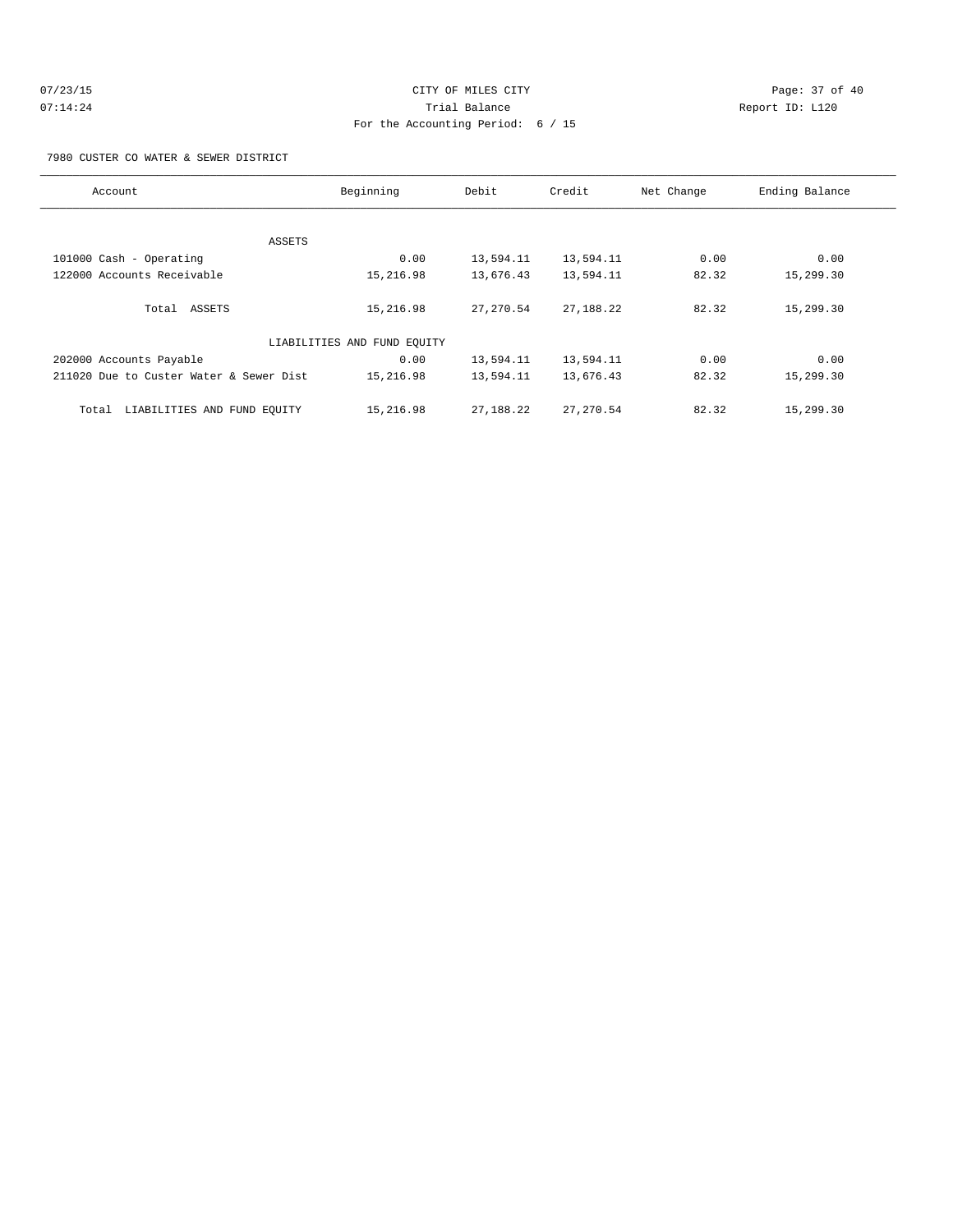CITY OF MILES CITY

Trial Balance

For the Accounting Period: 6 / 15

07/23/15 07:14:24 Report ID: L120

7980 CUSTER CO WATER & SEWER DISTRICT

| Account | Beginning | Debit | Credit | Net Change | Ending Balance |
|---|---|---|---|---|---|
| ASSETS | | | | | |
| 101000 Cash - Operating | 0.00 | 13,594.11 | 13,594.11 | 0.00 | 0.00 |
| 122000 Accounts Receivable | 15,216.98 | 13,676.43 | 13,594.11 | 82.32 | 15,299.30 |
| Total ASSETS | 15,216.98 | 27,270.54 | 27,188.22 | 82.32 | 15,299.30 |
| LIABILITIES AND FUND EQUITY | | | | | |
| 202000 Accounts Payable | 0.00 | 13,594.11 | 13,594.11 | 0.00 | 0.00 |
| 211020 Due to Custer Water & Sewer Dist | 15,216.98 | 13,594.11 | 13,676.43 | 82.32 | 15,299.30 |
| Total LIABILITIES AND FUND EQUITY | 15,216.98 | 27,188.22 | 27,270.54 | 82.32 | 15,299.30 |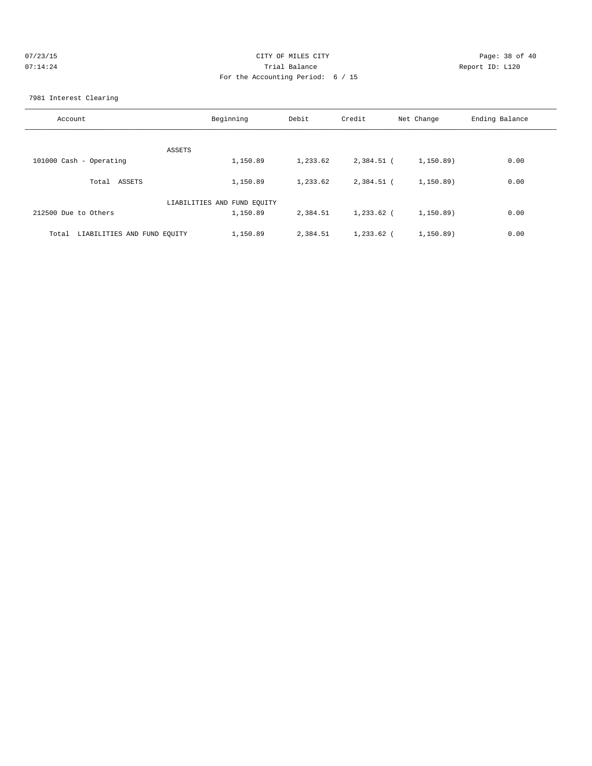CITY OF MILES CITY
Trial Balance
For the Accounting Period: 6 / 15

07/23/15
07:14:24

Report ID: L120

7981 Interest Clearing

| Account | Beginning | Debit | Credit | Net Change | Ending Balance |
|---|---|---|---|---|---|
| ASSETS | | | | | |
| 101000 Cash - Operating | 1,150.89 | 1,233.62 | 2,384.51 | ( 1,150.89) | 0.00 |
| Total ASSETS | 1,150.89 | 1,233.62 | 2,384.51 | ( 1,150.89) | 0.00 |
| LIABILITIES AND FUND EQUITY | | | | | |
| 212500 Due to Others | 1,150.89 | 2,384.51 | 1,233.62 | ( 1,150.89) | 0.00 |
| Total LIABILITIES AND FUND EQUITY | 1,150.89 | 2,384.51 | 1,233.62 | ( 1,150.89) | 0.00 |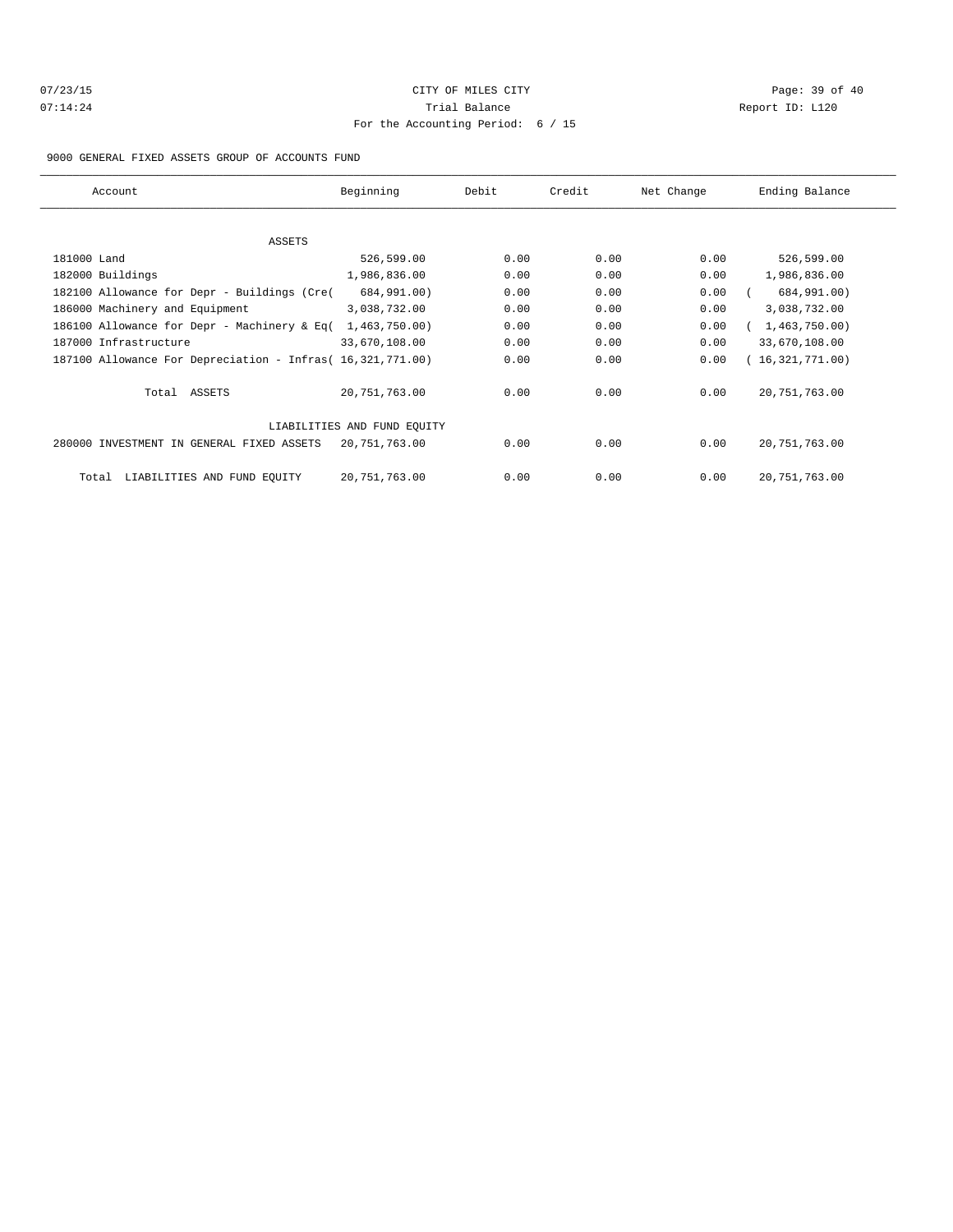# CITY OF MILES CITY

## Trial Balance

### For the Accounting Period: 6 / 15

07/23/15 07:14:24 — Report ID: L120

9000 GENERAL FIXED ASSETS GROUP OF ACCOUNTS FUND

| Account | Beginning | Debit | Credit | Net Change | Ending Balance |
|---|---|---|---|---|---|
| ASSETS | | | | | |
| 181000 Land | 526,599.00 | 0.00 | 0.00 | 0.00 | 526,599.00 |
| 182000 Buildings | 1,986,836.00 | 0.00 | 0.00 | 0.00 | 1,986,836.00 |
| 182100 Allowance for Depr - Buildings (Cre( | 684,991.00) | 0.00 | 0.00 | 0.00 | ( 684,991.00) |
| 186000 Machinery and Equipment | 3,038,732.00 | 0.00 | 0.00 | 0.00 | 3,038,732.00 |
| 186100 Allowance for Depr - Machinery & Eq( | 1,463,750.00) | 0.00 | 0.00 | 0.00 | ( 1,463,750.00) |
| 187000 Infrastructure | 33,670,108.00 | 0.00 | 0.00 | 0.00 | 33,670,108.00 |
| 187100 Allowance For Depreciation - Infras( | 16,321,771.00) | 0.00 | 0.00 | 0.00 | ( 16,321,771.00) |
| Total ASSETS | 20,751,763.00 | 0.00 | 0.00 | 0.00 | 20,751,763.00 |
| LIABILITIES AND FUND EQUITY | | | | | |
| 280000 INVESTMENT IN GENERAL FIXED ASSETS | 20,751,763.00 | 0.00 | 0.00 | 0.00 | 20,751,763.00 |
| Total LIABILITIES AND FUND EQUITY | 20,751,763.00 | 0.00 | 0.00 | 0.00 | 20,751,763.00 |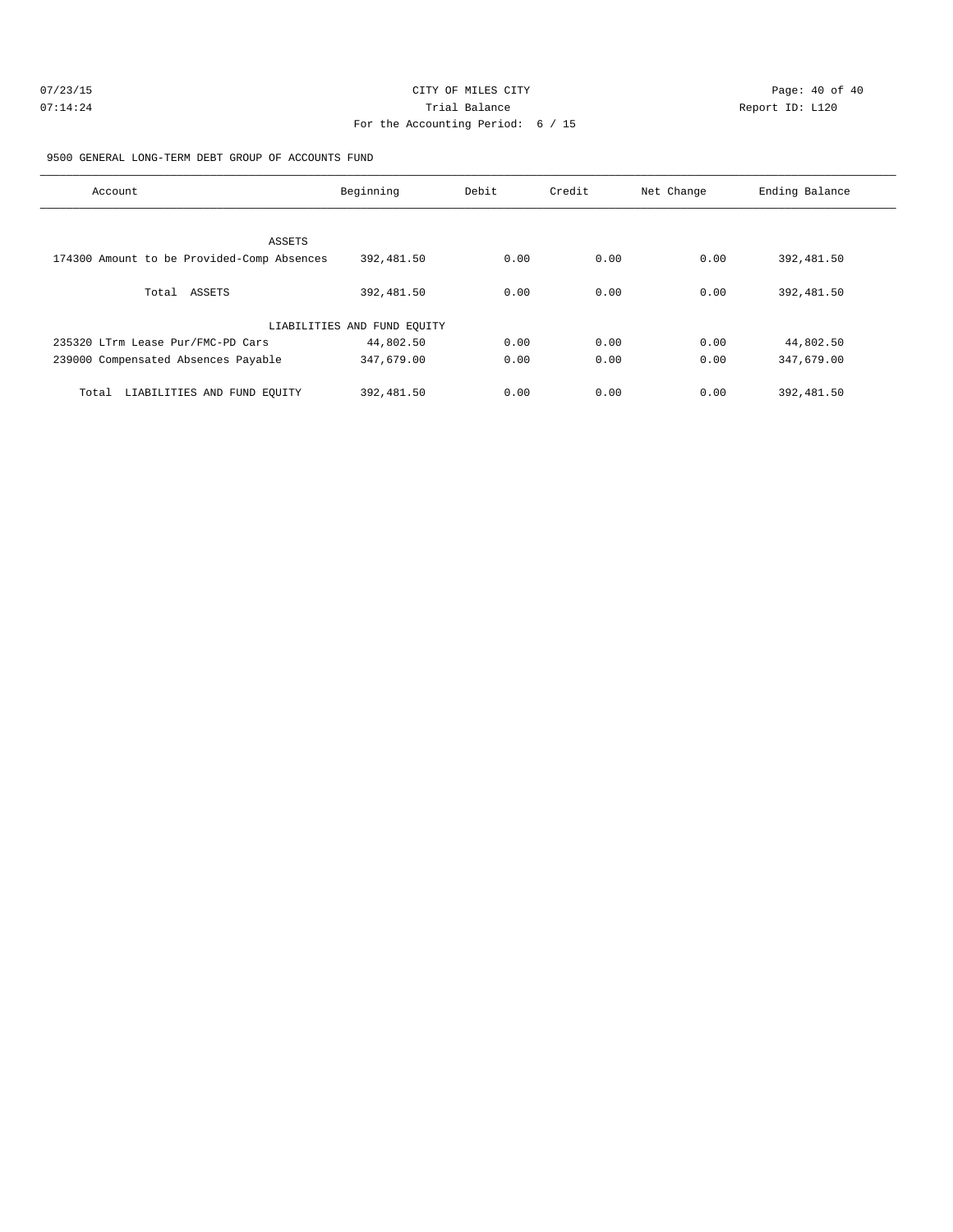CITY OF MILES CITY

Trial Balance

For the Accounting Period: 6 / 15

9500 GENERAL LONG-TERM DEBT GROUP OF ACCOUNTS FUND

| Account | Beginning | Debit | Credit | Net Change | Ending Balance |
|---|---|---|---|---|---|
| ASSETS | | | | | |
| 174300 Amount to be Provided-Comp Absences | 392,481.50 | 0.00 | 0.00 | 0.00 | 392,481.50 |
| Total ASSETS | 392,481.50 | 0.00 | 0.00 | 0.00 | 392,481.50 |
| LIABILITIES AND FUND EQUITY | | | | | |
| 235320 LTrm Lease Pur/FMC-PD Cars | 44,802.50 | 0.00 | 0.00 | 0.00 | 44,802.50 |
| 239000 Compensated Absences Payable | 347,679.00 | 0.00 | 0.00 | 0.00 | 347,679.00 |
| Total LIABILITIES AND FUND EQUITY | 392,481.50 | 0.00 | 0.00 | 0.00 | 392,481.50 |